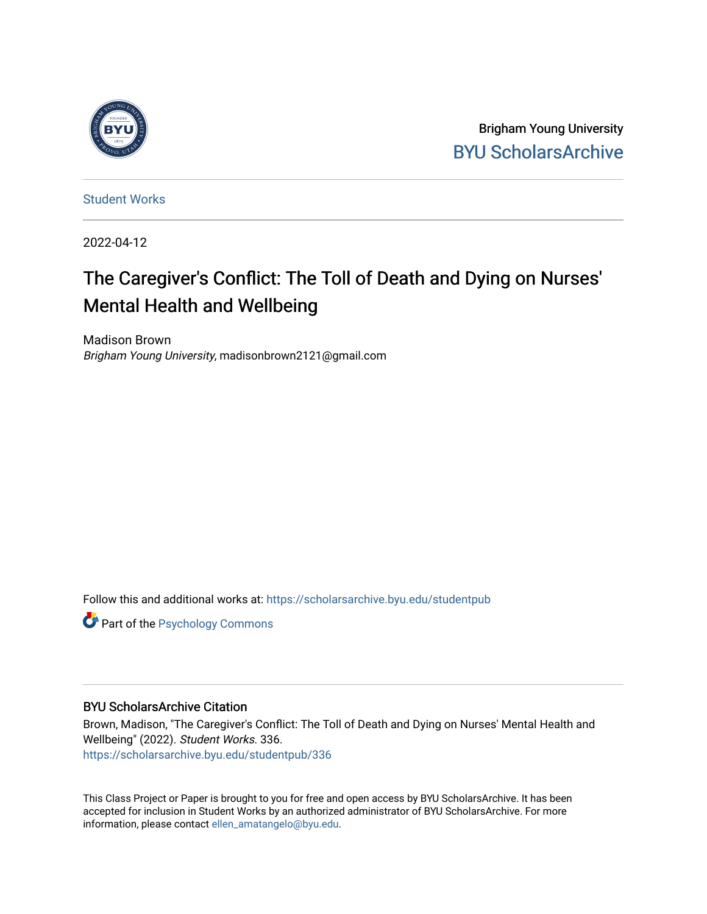Brigham Young University

BYU ScholarsArchive

Student Works

2022-04-12

# The Caregiver's Conflict: The Toll of Death and Dying on Nurses' Mental Health and Wellbeing

Madison Brown
*Brigham Young University*, madisonbrown2121@gmail.com

Follow this and additional works at: https://scholarsarchive.byu.edu/studentpub

Part of the Psychology Commons

## BYU ScholarsArchive Citation

Brown, Madison, "The Caregiver's Conflict: The Toll of Death and Dying on Nurses' Mental Health and Wellbeing" (2022). *Student Works*. 336.
https://scholarsarchive.byu.edu/studentpub/336

This Class Project or Paper is brought to you for free and open access by BYU ScholarsArchive. It has been accepted for inclusion in Student Works by an authorized administrator of BYU ScholarsArchive. For more information, please contact ellen_amatangelo@byu.edu.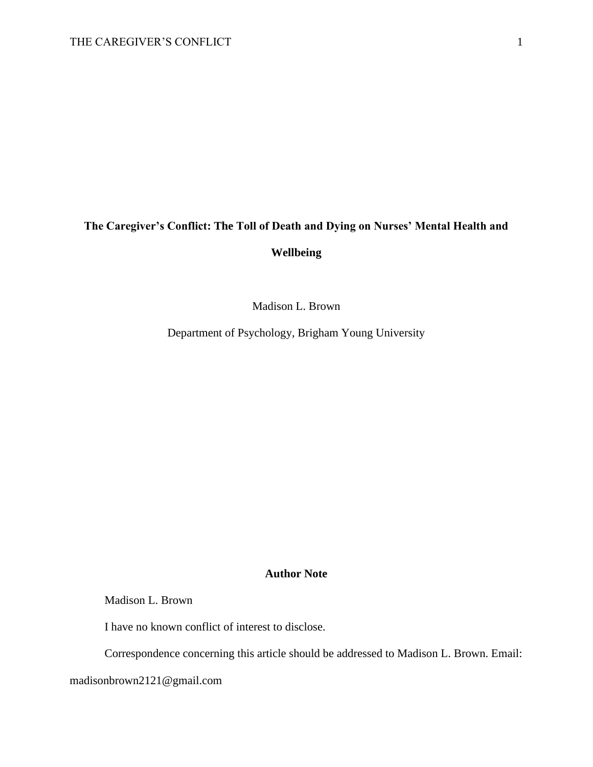# The Caregiver's Conflict: The Toll of Death and Dying on Nurses' Mental Health and Wellbeing

Madison L. Brown

Department of Psychology, Brigham Young University

## Author Note

Madison L. Brown

I have no known conflict of interest to disclose.

Correspondence concerning this article should be addressed to Madison L. Brown. Email: madisonbrown2121@gmail.com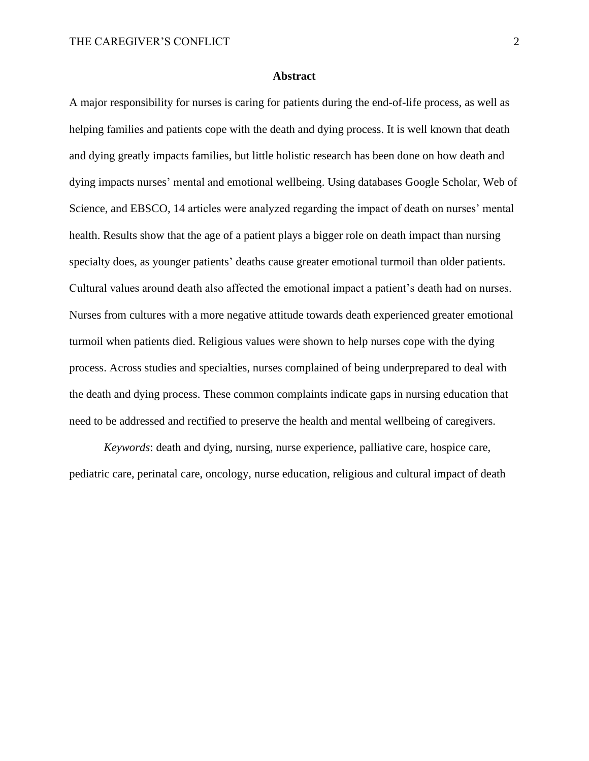## Abstract

A major responsibility for nurses is caring for patients during the end-of-life process, as well as helping families and patients cope with the death and dying process. It is well known that death and dying greatly impacts families, but little holistic research has been done on how death and dying impacts nurses' mental and emotional wellbeing. Using databases Google Scholar, Web of Science, and EBSCO, 14 articles were analyzed regarding the impact of death on nurses' mental health. Results show that the age of a patient plays a bigger role on death impact than nursing specialty does, as younger patients' deaths cause greater emotional turmoil than older patients. Cultural values around death also affected the emotional impact a patient's death had on nurses. Nurses from cultures with a more negative attitude towards death experienced greater emotional turmoil when patients died. Religious values were shown to help nurses cope with the dying process. Across studies and specialties, nurses complained of being underprepared to deal with the death and dying process. These common complaints indicate gaps in nursing education that need to be addressed and rectified to preserve the health and mental wellbeing of caregivers.

*Keywords*: death and dying, nursing, nurse experience, palliative care, hospice care, pediatric care, perinatal care, oncology, nurse education, religious and cultural impact of death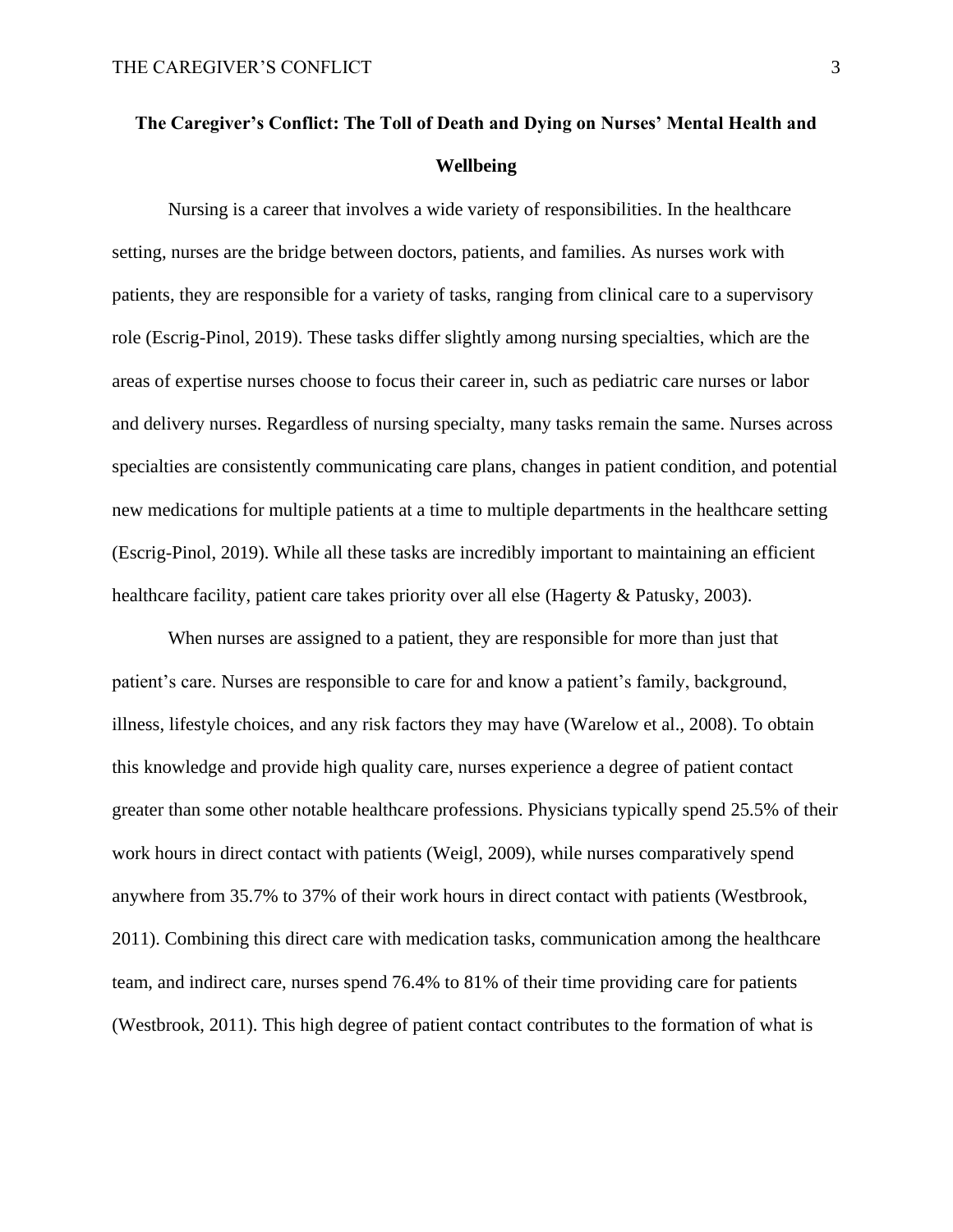# The Caregiver's Conflict: The Toll of Death and Dying on Nurses' Mental Health and Wellbeing

Nursing is a career that involves a wide variety of responsibilities. In the healthcare setting, nurses are the bridge between doctors, patients, and families. As nurses work with patients, they are responsible for a variety of tasks, ranging from clinical care to a supervisory role (Escrig-Pinol, 2019). These tasks differ slightly among nursing specialties, which are the areas of expertise nurses choose to focus their career in, such as pediatric care nurses or labor and delivery nurses. Regardless of nursing specialty, many tasks remain the same. Nurses across specialties are consistently communicating care plans, changes in patient condition, and potential new medications for multiple patients at a time to multiple departments in the healthcare setting (Escrig-Pinol, 2019). While all these tasks are incredibly important to maintaining an efficient healthcare facility, patient care takes priority over all else (Hagerty & Patusky, 2003).

When nurses are assigned to a patient, they are responsible for more than just that patient's care. Nurses are responsible to care for and know a patient's family, background, illness, lifestyle choices, and any risk factors they may have (Warelow et al., 2008). To obtain this knowledge and provide high quality care, nurses experience a degree of patient contact greater than some other notable healthcare professions. Physicians typically spend 25.5% of their work hours in direct contact with patients (Weigl, 2009), while nurses comparatively spend anywhere from 35.7% to 37% of their work hours in direct contact with patients (Westbrook, 2011). Combining this direct care with medication tasks, communication among the healthcare team, and indirect care, nurses spend 76.4% to 81% of their time providing care for patients (Westbrook, 2011). This high degree of patient contact contributes to the formation of what is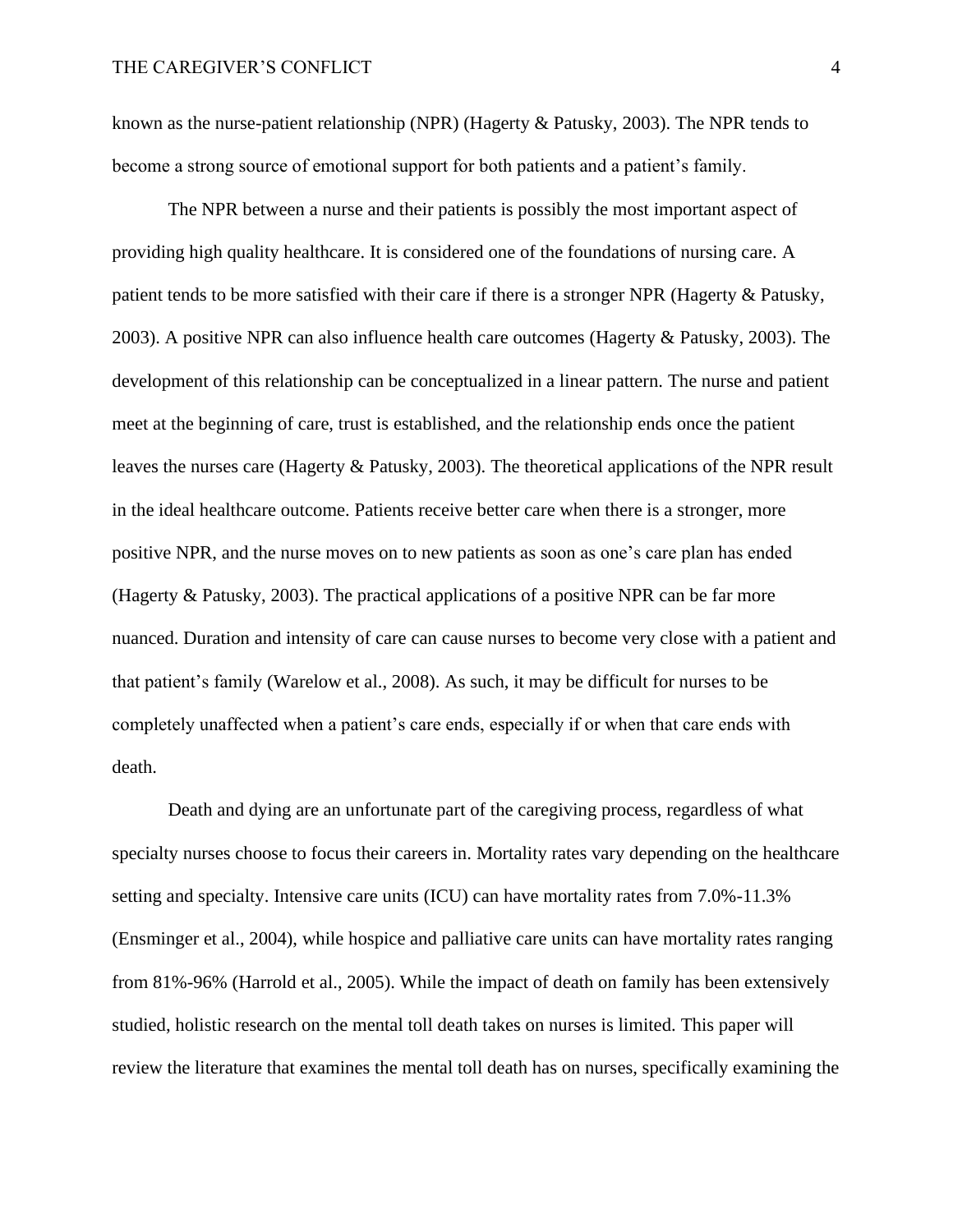known as the nurse-patient relationship (NPR) (Hagerty & Patusky, 2003). The NPR tends to become a strong source of emotional support for both patients and a patient's family.

The NPR between a nurse and their patients is possibly the most important aspect of providing high quality healthcare. It is considered one of the foundations of nursing care. A patient tends to be more satisfied with their care if there is a stronger NPR (Hagerty & Patusky, 2003). A positive NPR can also influence health care outcomes (Hagerty & Patusky, 2003). The development of this relationship can be conceptualized in a linear pattern. The nurse and patient meet at the beginning of care, trust is established, and the relationship ends once the patient leaves the nurses care (Hagerty & Patusky, 2003). The theoretical applications of the NPR result in the ideal healthcare outcome. Patients receive better care when there is a stronger, more positive NPR, and the nurse moves on to new patients as soon as one's care plan has ended (Hagerty & Patusky, 2003). The practical applications of a positive NPR can be far more nuanced. Duration and intensity of care can cause nurses to become very close with a patient and that patient's family (Warelow et al., 2008). As such, it may be difficult for nurses to be completely unaffected when a patient's care ends, especially if or when that care ends with death.

Death and dying are an unfortunate part of the caregiving process, regardless of what specialty nurses choose to focus their careers in. Mortality rates vary depending on the healthcare setting and specialty. Intensive care units (ICU) can have mortality rates from 7.0%-11.3% (Ensminger et al., 2004), while hospice and palliative care units can have mortality rates ranging from 81%-96% (Harrold et al., 2005). While the impact of death on family has been extensively studied, holistic research on the mental toll death takes on nurses is limited. This paper will review the literature that examines the mental toll death has on nurses, specifically examining the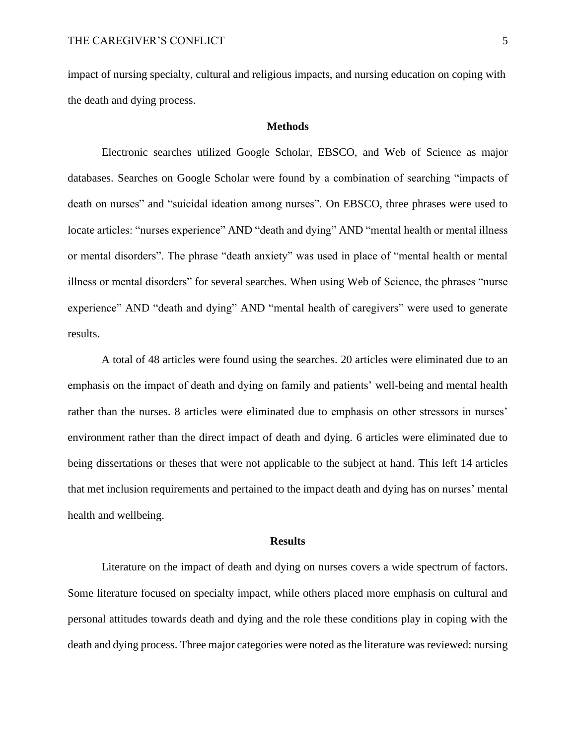impact of nursing specialty, cultural and religious impacts, and nursing education on coping with the death and dying process.

## Methods

Electronic searches utilized Google Scholar, EBSCO, and Web of Science as major databases. Searches on Google Scholar were found by a combination of searching "impacts of death on nurses" and "suicidal ideation among nurses". On EBSCO, three phrases were used to locate articles: "nurses experience" AND "death and dying" AND "mental health or mental illness or mental disorders". The phrase "death anxiety" was used in place of "mental health or mental illness or mental disorders" for several searches. When using Web of Science, the phrases "nurse experience" AND "death and dying" AND "mental health of caregivers" were used to generate results.

A total of 48 articles were found using the searches. 20 articles were eliminated due to an emphasis on the impact of death and dying on family and patients' well-being and mental health rather than the nurses. 8 articles were eliminated due to emphasis on other stressors in nurses' environment rather than the direct impact of death and dying. 6 articles were eliminated due to being dissertations or theses that were not applicable to the subject at hand. This left 14 articles that met inclusion requirements and pertained to the impact death and dying has on nurses' mental health and wellbeing.

## Results

Literature on the impact of death and dying on nurses covers a wide spectrum of factors. Some literature focused on specialty impact, while others placed more emphasis on cultural and personal attitudes towards death and dying and the role these conditions play in coping with the death and dying process. Three major categories were noted as the literature was reviewed: nursing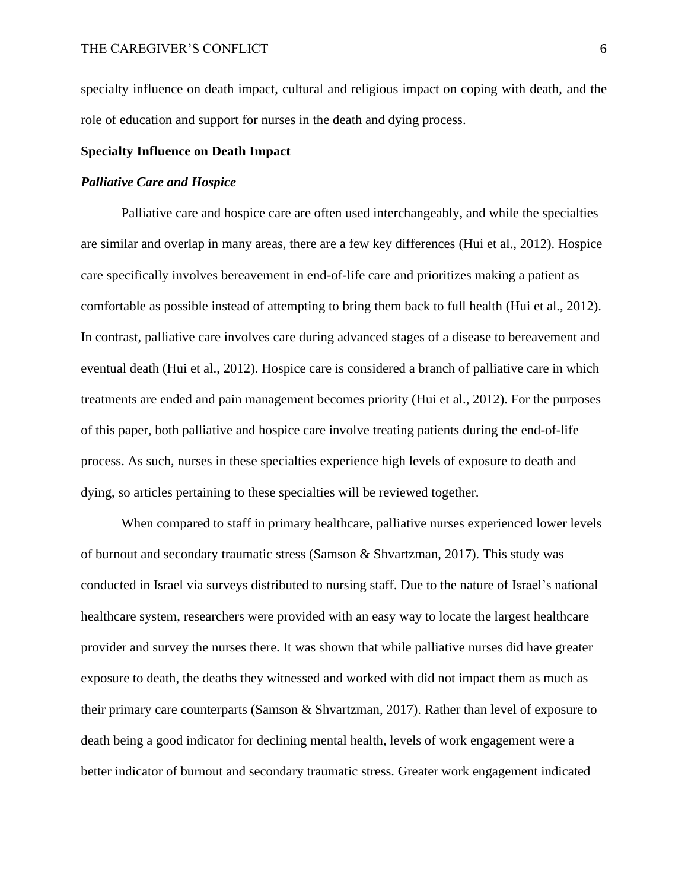specialty influence on death impact, cultural and religious impact on coping with death, and the role of education and support for nurses in the death and dying process.

## Specialty Influence on Death Impact

### *Palliative Care and Hospice*

Palliative care and hospice care are often used interchangeably, and while the specialties are similar and overlap in many areas, there are a few key differences (Hui et al., 2012). Hospice care specifically involves bereavement in end-of-life care and prioritizes making a patient as comfortable as possible instead of attempting to bring them back to full health (Hui et al., 2012). In contrast, palliative care involves care during advanced stages of a disease to bereavement and eventual death (Hui et al., 2012). Hospice care is considered a branch of palliative care in which treatments are ended and pain management becomes priority (Hui et al., 2012). For the purposes of this paper, both palliative and hospice care involve treating patients during the end-of-life process. As such, nurses in these specialties experience high levels of exposure to death and dying, so articles pertaining to these specialties will be reviewed together.

When compared to staff in primary healthcare, palliative nurses experienced lower levels of burnout and secondary traumatic stress (Samson & Shvartzman, 2017). This study was conducted in Israel via surveys distributed to nursing staff. Due to the nature of Israel's national healthcare system, researchers were provided with an easy way to locate the largest healthcare provider and survey the nurses there. It was shown that while palliative nurses did have greater exposure to death, the deaths they witnessed and worked with did not impact them as much as their primary care counterparts (Samson & Shvartzman, 2017). Rather than level of exposure to death being a good indicator for declining mental health, levels of work engagement were a better indicator of burnout and secondary traumatic stress. Greater work engagement indicated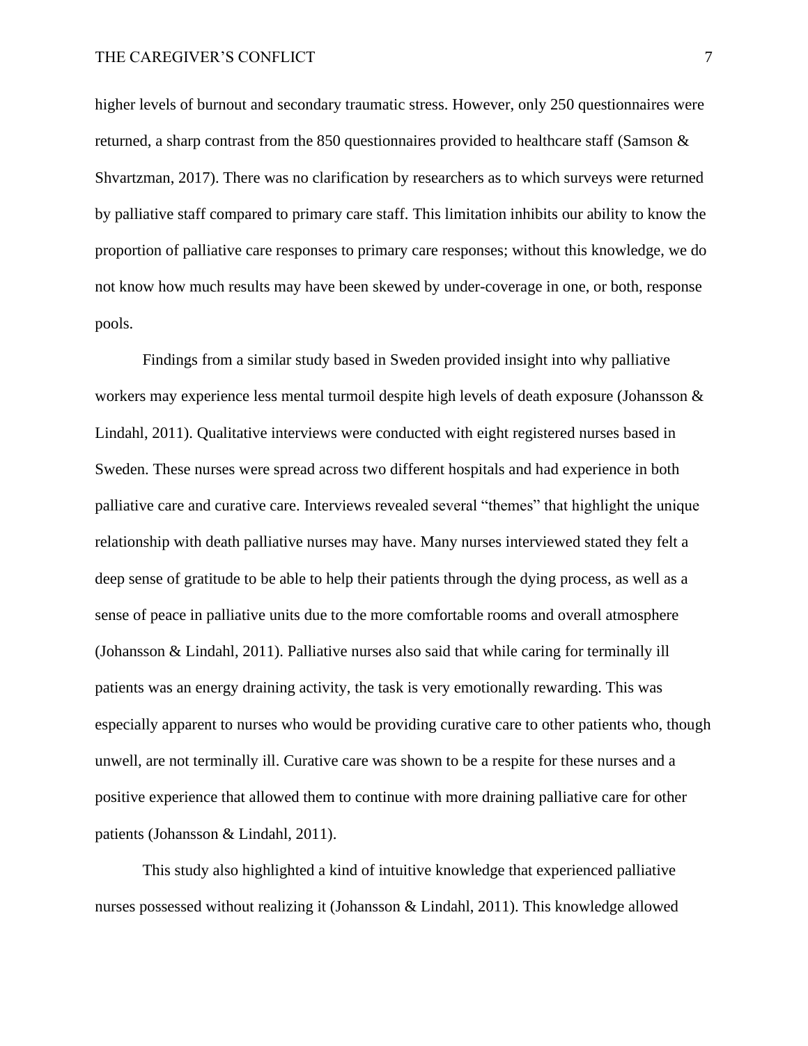higher levels of burnout and secondary traumatic stress. However, only 250 questionnaires were returned, a sharp contrast from the 850 questionnaires provided to healthcare staff (Samson & Shvartzman, 2017). There was no clarification by researchers as to which surveys were returned by palliative staff compared to primary care staff. This limitation inhibits our ability to know the proportion of palliative care responses to primary care responses; without this knowledge, we do not know how much results may have been skewed by under-coverage in one, or both, response pools.

Findings from a similar study based in Sweden provided insight into why palliative workers may experience less mental turmoil despite high levels of death exposure (Johansson & Lindahl, 2011). Qualitative interviews were conducted with eight registered nurses based in Sweden. These nurses were spread across two different hospitals and had experience in both palliative care and curative care. Interviews revealed several "themes" that highlight the unique relationship with death palliative nurses may have. Many nurses interviewed stated they felt a deep sense of gratitude to be able to help their patients through the dying process, as well as a sense of peace in palliative units due to the more comfortable rooms and overall atmosphere (Johansson & Lindahl, 2011). Palliative nurses also said that while caring for terminally ill patients was an energy draining activity, the task is very emotionally rewarding. This was especially apparent to nurses who would be providing curative care to other patients who, though unwell, are not terminally ill. Curative care was shown to be a respite for these nurses and a positive experience that allowed them to continue with more draining palliative care for other patients (Johansson & Lindahl, 2011).

This study also highlighted a kind of intuitive knowledge that experienced palliative nurses possessed without realizing it (Johansson & Lindahl, 2011). This knowledge allowed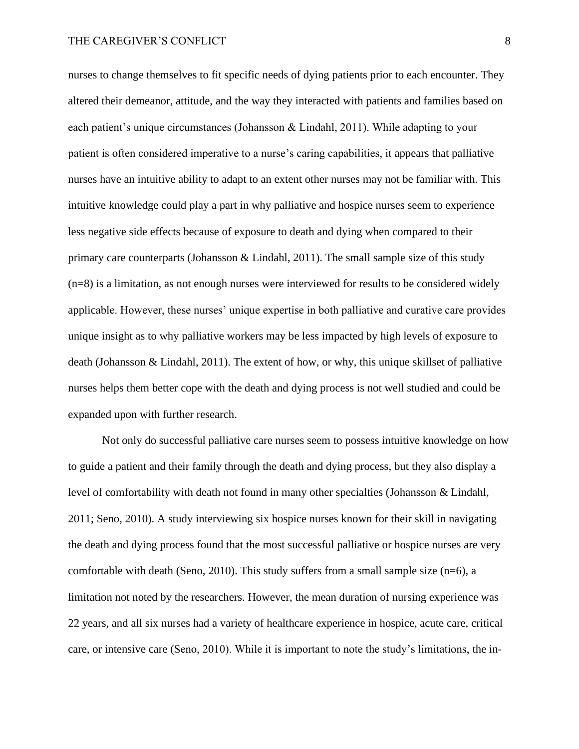nurses to change themselves to fit specific needs of dying patients prior to each encounter. They altered their demeanor, attitude, and the way they interacted with patients and families based on each patient's unique circumstances (Johansson & Lindahl, 2011). While adapting to your patient is often considered imperative to a nurse's caring capabilities, it appears that palliative nurses have an intuitive ability to adapt to an extent other nurses may not be familiar with. This intuitive knowledge could play a part in why palliative and hospice nurses seem to experience less negative side effects because of exposure to death and dying when compared to their primary care counterparts (Johansson & Lindahl, 2011). The small sample size of this study (n=8) is a limitation, as not enough nurses were interviewed for results to be considered widely applicable. However, these nurses' unique expertise in both palliative and curative care provides unique insight as to why palliative workers may be less impacted by high levels of exposure to death (Johansson & Lindahl, 2011). The extent of how, or why, this unique skillset of palliative nurses helps them better cope with the death and dying process is not well studied and could be expanded upon with further research.

Not only do successful palliative care nurses seem to possess intuitive knowledge on how to guide a patient and their family through the death and dying process, but they also display a level of comfortability with death not found in many other specialties (Johansson & Lindahl, 2011; Seno, 2010). A study interviewing six hospice nurses known for their skill in navigating the death and dying process found that the most successful palliative or hospice nurses are very comfortable with death (Seno, 2010). This study suffers from a small sample size (n=6), a limitation not noted by the researchers. However, the mean duration of nursing experience was 22 years, and all six nurses had a variety of healthcare experience in hospice, acute care, critical care, or intensive care (Seno, 2010). While it is important to note the study's limitations, the in-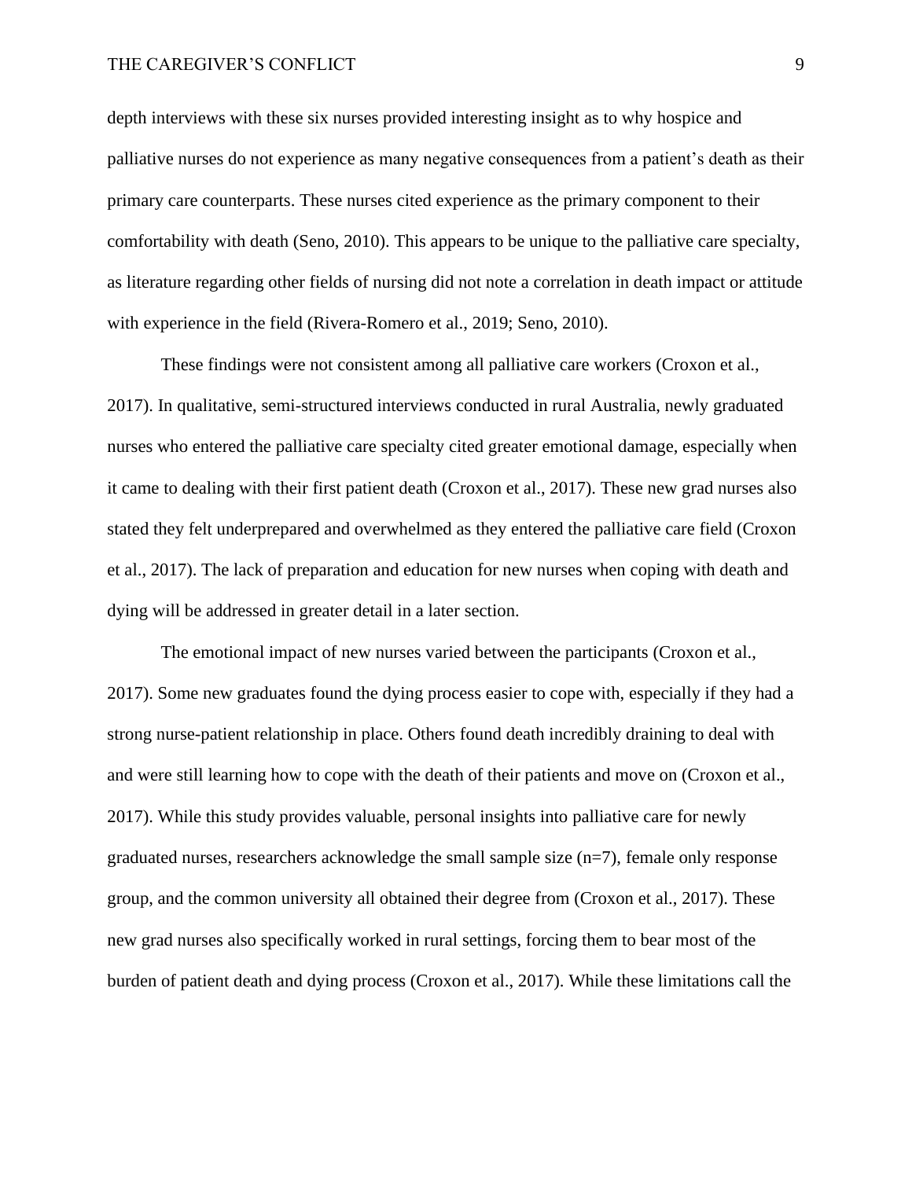depth interviews with these six nurses provided interesting insight as to why hospice and palliative nurses do not experience as many negative consequences from a patient's death as their primary care counterparts. These nurses cited experience as the primary component to their comfortability with death (Seno, 2010). This appears to be unique to the palliative care specialty, as literature regarding other fields of nursing did not note a correlation in death impact or attitude with experience in the field (Rivera-Romero et al., 2019; Seno, 2010).

These findings were not consistent among all palliative care workers (Croxon et al., 2017). In qualitative, semi-structured interviews conducted in rural Australia, newly graduated nurses who entered the palliative care specialty cited greater emotional damage, especially when it came to dealing with their first patient death (Croxon et al., 2017). These new grad nurses also stated they felt underprepared and overwhelmed as they entered the palliative care field (Croxon et al., 2017). The lack of preparation and education for new nurses when coping with death and dying will be addressed in greater detail in a later section.

The emotional impact of new nurses varied between the participants (Croxon et al., 2017). Some new graduates found the dying process easier to cope with, especially if they had a strong nurse-patient relationship in place. Others found death incredibly draining to deal with and were still learning how to cope with the death of their patients and move on (Croxon et al., 2017). While this study provides valuable, personal insights into palliative care for newly graduated nurses, researchers acknowledge the small sample size (n=7), female only response group, and the common university all obtained their degree from (Croxon et al., 2017). These new grad nurses also specifically worked in rural settings, forcing them to bear most of the burden of patient death and dying process (Croxon et al., 2017). While these limitations call the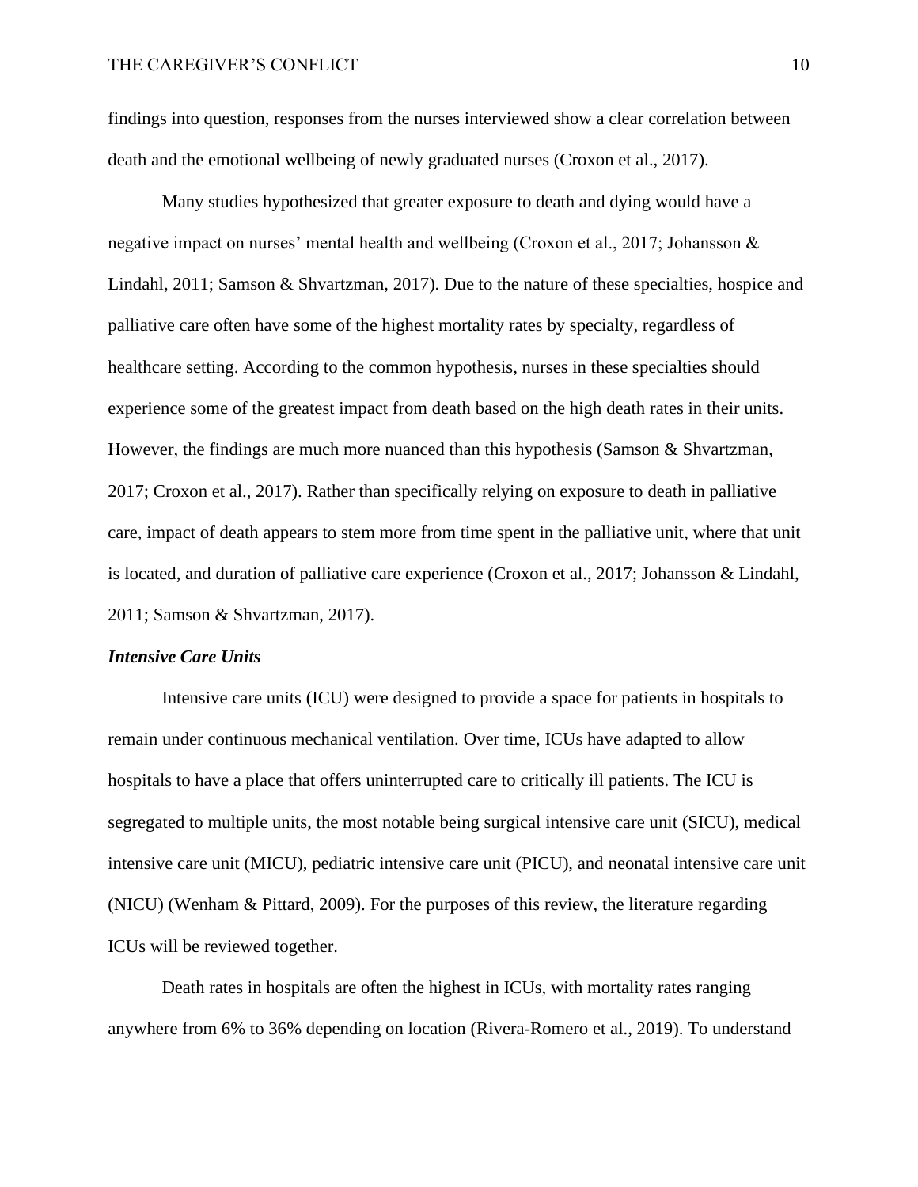findings into question, responses from the nurses interviewed show a clear correlation between death and the emotional wellbeing of newly graduated nurses (Croxon et al., 2017).

Many studies hypothesized that greater exposure to death and dying would have a negative impact on nurses' mental health and wellbeing (Croxon et al., 2017; Johansson & Lindahl, 2011; Samson & Shvartzman, 2017). Due to the nature of these specialties, hospice and palliative care often have some of the highest mortality rates by specialty, regardless of healthcare setting. According to the common hypothesis, nurses in these specialties should experience some of the greatest impact from death based on the high death rates in their units. However, the findings are much more nuanced than this hypothesis (Samson & Shvartzman, 2017; Croxon et al., 2017). Rather than specifically relying on exposure to death in palliative care, impact of death appears to stem more from time spent in the palliative unit, where that unit is located, and duration of palliative care experience (Croxon et al., 2017; Johansson & Lindahl, 2011; Samson & Shvartzman, 2017).

### ***Intensive Care Units***

Intensive care units (ICU) were designed to provide a space for patients in hospitals to remain under continuous mechanical ventilation. Over time, ICUs have adapted to allow hospitals to have a place that offers uninterrupted care to critically ill patients. The ICU is segregated to multiple units, the most notable being surgical intensive care unit (SICU), medical intensive care unit (MICU), pediatric intensive care unit (PICU), and neonatal intensive care unit (NICU) (Wenham & Pittard, 2009). For the purposes of this review, the literature regarding ICUs will be reviewed together.

Death rates in hospitals are often the highest in ICUs, with mortality rates ranging anywhere from 6% to 36% depending on location (Rivera-Romero et al., 2019). To understand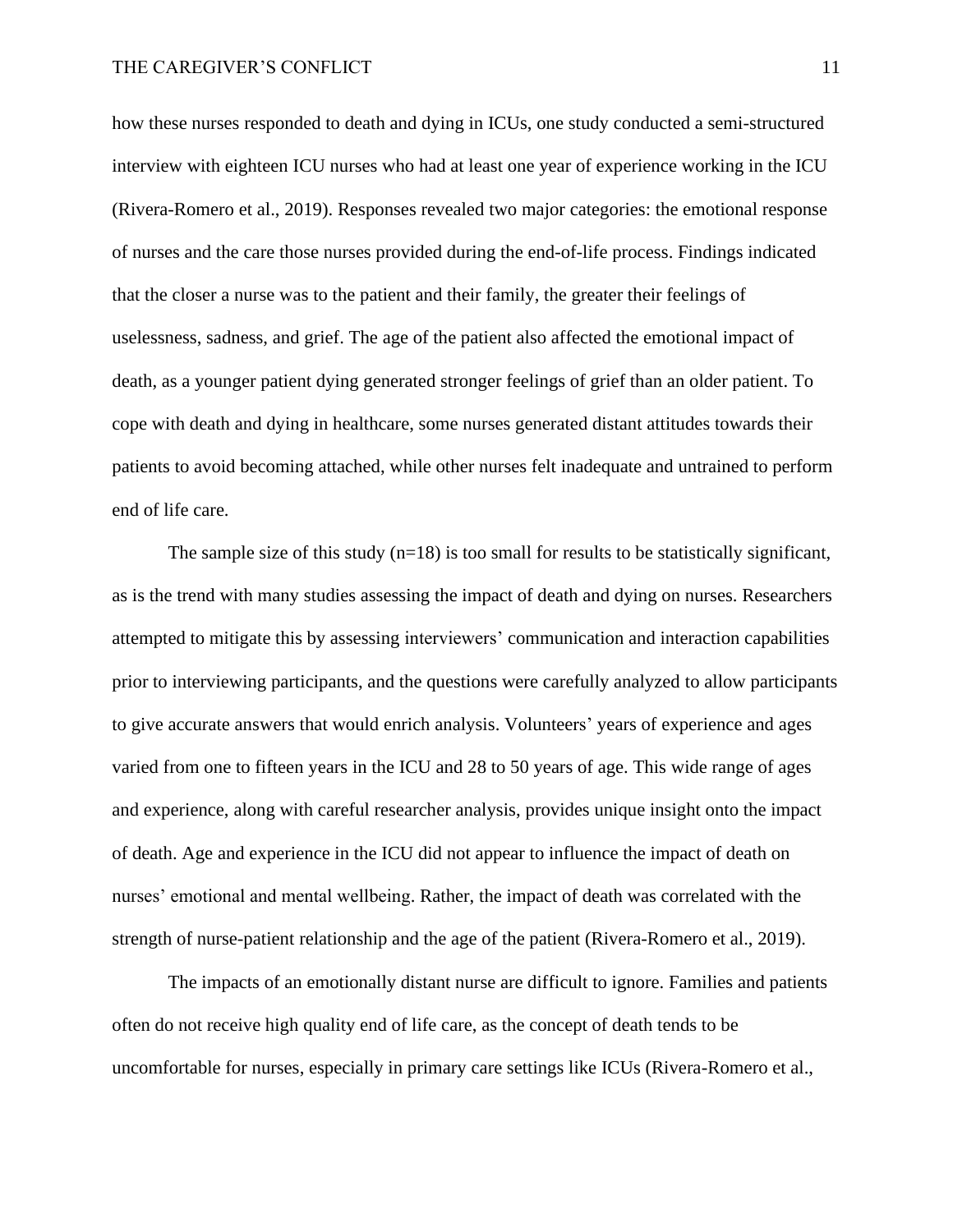how these nurses responded to death and dying in ICUs, one study conducted a semi-structured interview with eighteen ICU nurses who had at least one year of experience working in the ICU (Rivera-Romero et al., 2019). Responses revealed two major categories: the emotional response of nurses and the care those nurses provided during the end-of-life process. Findings indicated that the closer a nurse was to the patient and their family, the greater their feelings of uselessness, sadness, and grief. The age of the patient also affected the emotional impact of death, as a younger patient dying generated stronger feelings of grief than an older patient. To cope with death and dying in healthcare, some nurses generated distant attitudes towards their patients to avoid becoming attached, while other nurses felt inadequate and untrained to perform end of life care.

The sample size of this study (n=18) is too small for results to be statistically significant, as is the trend with many studies assessing the impact of death and dying on nurses. Researchers attempted to mitigate this by assessing interviewers' communication and interaction capabilities prior to interviewing participants, and the questions were carefully analyzed to allow participants to give accurate answers that would enrich analysis. Volunteers' years of experience and ages varied from one to fifteen years in the ICU and 28 to 50 years of age. This wide range of ages and experience, along with careful researcher analysis, provides unique insight onto the impact of death. Age and experience in the ICU did not appear to influence the impact of death on nurses' emotional and mental wellbeing. Rather, the impact of death was correlated with the strength of nurse-patient relationship and the age of the patient (Rivera-Romero et al., 2019).

The impacts of an emotionally distant nurse are difficult to ignore. Families and patients often do not receive high quality end of life care, as the concept of death tends to be uncomfortable for nurses, especially in primary care settings like ICUs (Rivera-Romero et al.,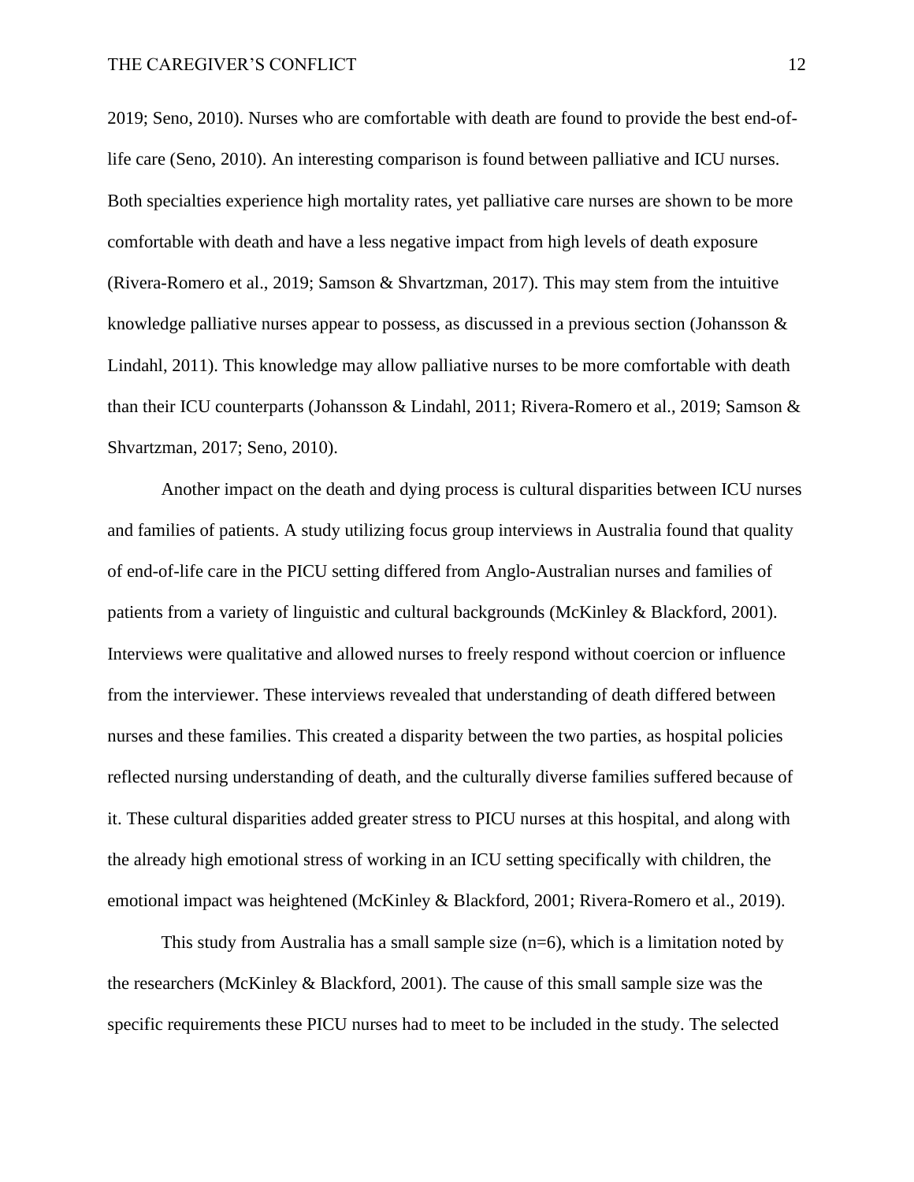2019; Seno, 2010). Nurses who are comfortable with death are found to provide the best end-of-life care (Seno, 2010). An interesting comparison is found between palliative and ICU nurses. Both specialties experience high mortality rates, yet palliative care nurses are shown to be more comfortable with death and have a less negative impact from high levels of death exposure (Rivera-Romero et al., 2019; Samson & Shvartzman, 2017). This may stem from the intuitive knowledge palliative nurses appear to possess, as discussed in a previous section (Johansson & Lindahl, 2011). This knowledge may allow palliative nurses to be more comfortable with death than their ICU counterparts (Johansson & Lindahl, 2011; Rivera-Romero et al., 2019; Samson & Shvartzman, 2017; Seno, 2010).

Another impact on the death and dying process is cultural disparities between ICU nurses and families of patients. A study utilizing focus group interviews in Australia found that quality of end-of-life care in the PICU setting differed from Anglo-Australian nurses and families of patients from a variety of linguistic and cultural backgrounds (McKinley & Blackford, 2001). Interviews were qualitative and allowed nurses to freely respond without coercion or influence from the interviewer. These interviews revealed that understanding of death differed between nurses and these families. This created a disparity between the two parties, as hospital policies reflected nursing understanding of death, and the culturally diverse families suffered because of it. These cultural disparities added greater stress to PICU nurses at this hospital, and along with the already high emotional stress of working in an ICU setting specifically with children, the emotional impact was heightened (McKinley & Blackford, 2001; Rivera-Romero et al., 2019).

This study from Australia has a small sample size (n=6), which is a limitation noted by the researchers (McKinley & Blackford, 2001). The cause of this small sample size was the specific requirements these PICU nurses had to meet to be included in the study. The selected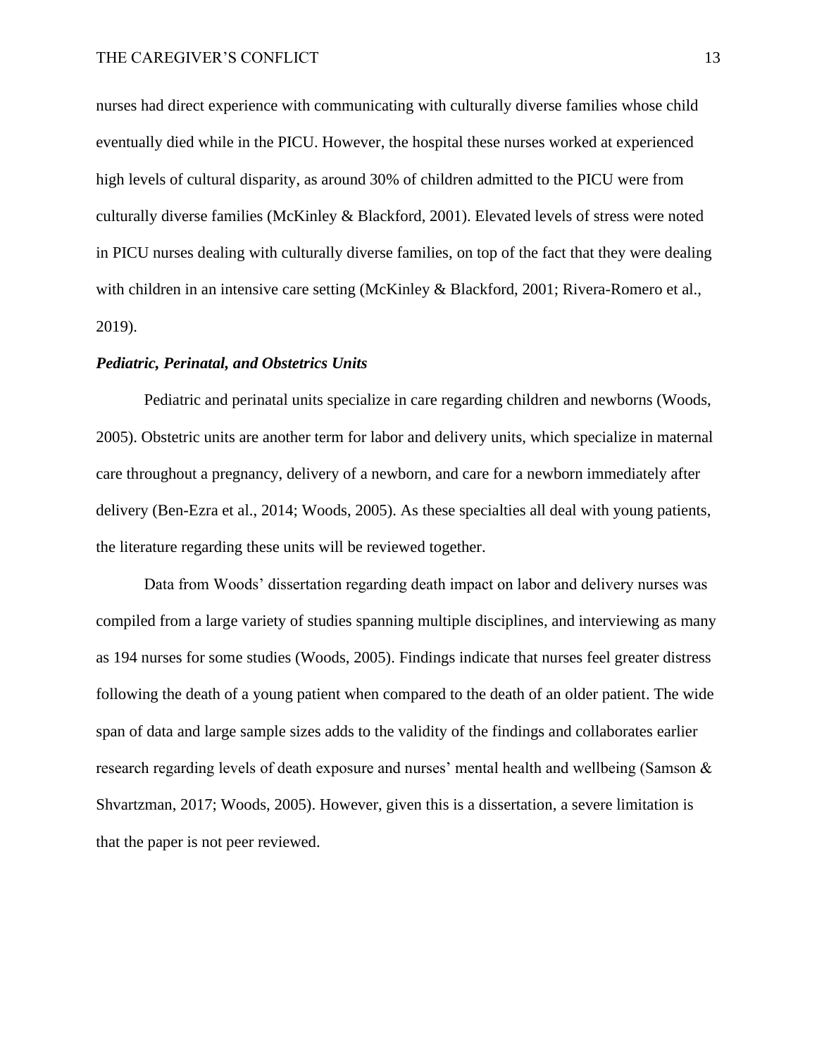nurses had direct experience with communicating with culturally diverse families whose child eventually died while in the PICU. However, the hospital these nurses worked at experienced high levels of cultural disparity, as around 30% of children admitted to the PICU were from culturally diverse families (McKinley & Blackford, 2001). Elevated levels of stress were noted in PICU nurses dealing with culturally diverse families, on top of the fact that they were dealing with children in an intensive care setting (McKinley & Blackford, 2001; Rivera-Romero et al., 2019).

### ***Pediatric, Perinatal, and Obstetrics Units***

Pediatric and perinatal units specialize in care regarding children and newborns (Woods, 2005). Obstetric units are another term for labor and delivery units, which specialize in maternal care throughout a pregnancy, delivery of a newborn, and care for a newborn immediately after delivery (Ben-Ezra et al., 2014; Woods, 2005). As these specialties all deal with young patients, the literature regarding these units will be reviewed together.

Data from Woods' dissertation regarding death impact on labor and delivery nurses was compiled from a large variety of studies spanning multiple disciplines, and interviewing as many as 194 nurses for some studies (Woods, 2005). Findings indicate that nurses feel greater distress following the death of a young patient when compared to the death of an older patient. The wide span of data and large sample sizes adds to the validity of the findings and collaborates earlier research regarding levels of death exposure and nurses' mental health and wellbeing (Samson & Shvartzman, 2017; Woods, 2005). However, given this is a dissertation, a severe limitation is that the paper is not peer reviewed.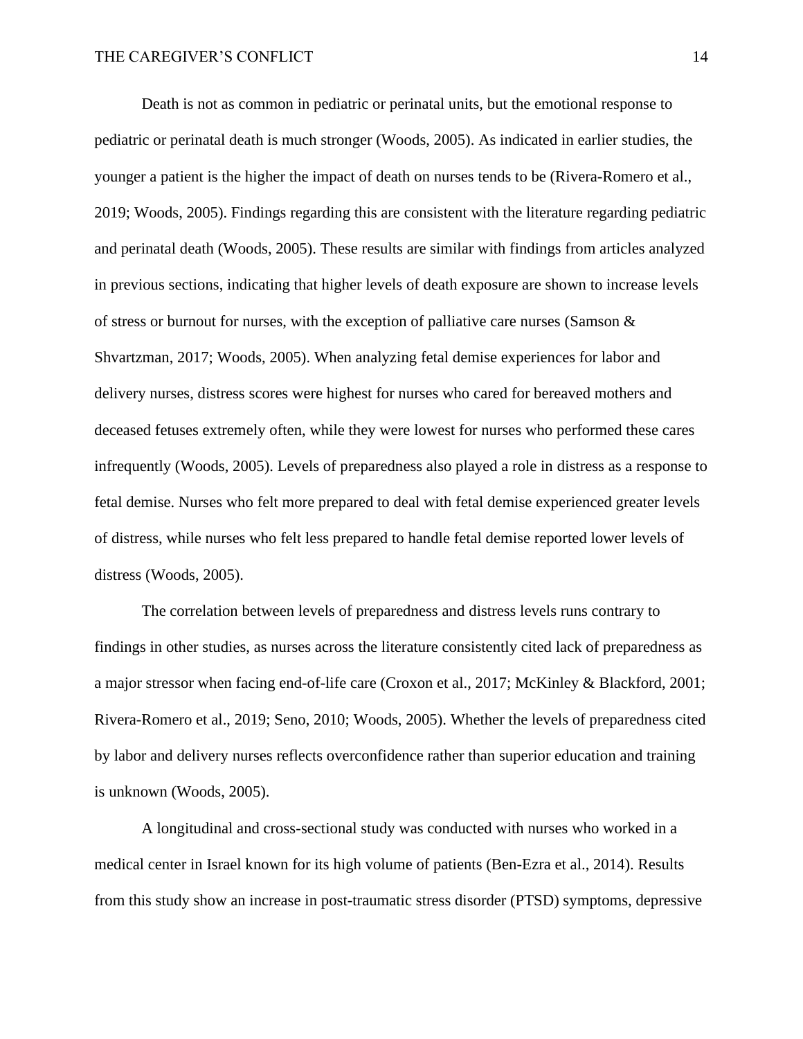Death is not as common in pediatric or perinatal units, but the emotional response to pediatric or perinatal death is much stronger (Woods, 2005). As indicated in earlier studies, the younger a patient is the higher the impact of death on nurses tends to be (Rivera-Romero et al., 2019; Woods, 2005). Findings regarding this are consistent with the literature regarding pediatric and perinatal death (Woods, 2005). These results are similar with findings from articles analyzed in previous sections, indicating that higher levels of death exposure are shown to increase levels of stress or burnout for nurses, with the exception of palliative care nurses (Samson & Shvartzman, 2017; Woods, 2005). When analyzing fetal demise experiences for labor and delivery nurses, distress scores were highest for nurses who cared for bereaved mothers and deceased fetuses extremely often, while they were lowest for nurses who performed these cares infrequently (Woods, 2005). Levels of preparedness also played a role in distress as a response to fetal demise. Nurses who felt more prepared to deal with fetal demise experienced greater levels of distress, while nurses who felt less prepared to handle fetal demise reported lower levels of distress (Woods, 2005).

The correlation between levels of preparedness and distress levels runs contrary to findings in other studies, as nurses across the literature consistently cited lack of preparedness as a major stressor when facing end-of-life care (Croxon et al., 2017; McKinley & Blackford, 2001; Rivera-Romero et al., 2019; Seno, 2010; Woods, 2005). Whether the levels of preparedness cited by labor and delivery nurses reflects overconfidence rather than superior education and training is unknown (Woods, 2005).

A longitudinal and cross-sectional study was conducted with nurses who worked in a medical center in Israel known for its high volume of patients (Ben-Ezra et al., 2014). Results from this study show an increase in post-traumatic stress disorder (PTSD) symptoms, depressive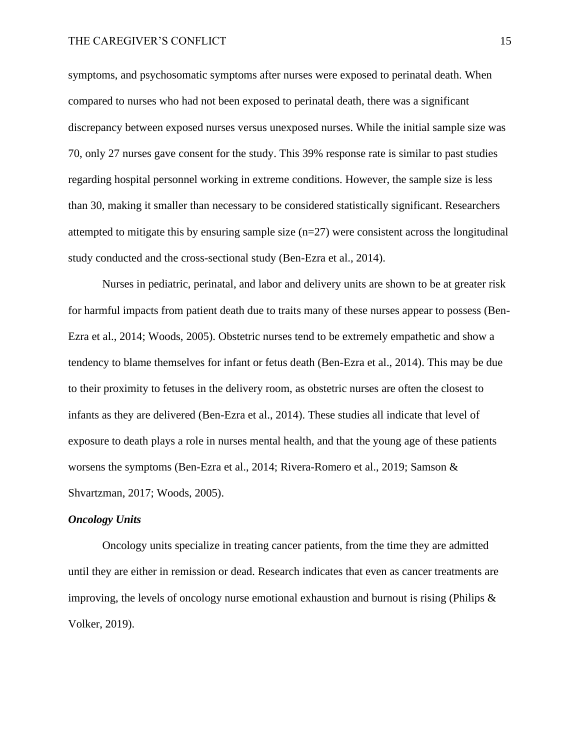symptoms, and psychosomatic symptoms after nurses were exposed to perinatal death. When compared to nurses who had not been exposed to perinatal death, there was a significant discrepancy between exposed nurses versus unexposed nurses. While the initial sample size was 70, only 27 nurses gave consent for the study. This 39% response rate is similar to past studies regarding hospital personnel working in extreme conditions. However, the sample size is less than 30, making it smaller than necessary to be considered statistically significant. Researchers attempted to mitigate this by ensuring sample size (n=27) were consistent across the longitudinal study conducted and the cross-sectional study (Ben-Ezra et al., 2014).

Nurses in pediatric, perinatal, and labor and delivery units are shown to be at greater risk for harmful impacts from patient death due to traits many of these nurses appear to possess (Ben-Ezra et al., 2014; Woods, 2005). Obstetric nurses tend to be extremely empathetic and show a tendency to blame themselves for infant or fetus death (Ben-Ezra et al., 2014). This may be due to their proximity to fetuses in the delivery room, as obstetric nurses are often the closest to infants as they are delivered (Ben-Ezra et al., 2014). These studies all indicate that level of exposure to death plays a role in nurses mental health, and that the young age of these patients worsens the symptoms (Ben-Ezra et al., 2014; Rivera-Romero et al., 2019; Samson & Shvartzman, 2017; Woods, 2005).

### *Oncology Units*

Oncology units specialize in treating cancer patients, from the time they are admitted until they are either in remission or dead. Research indicates that even as cancer treatments are improving, the levels of oncology nurse emotional exhaustion and burnout is rising (Philips & Volker, 2019).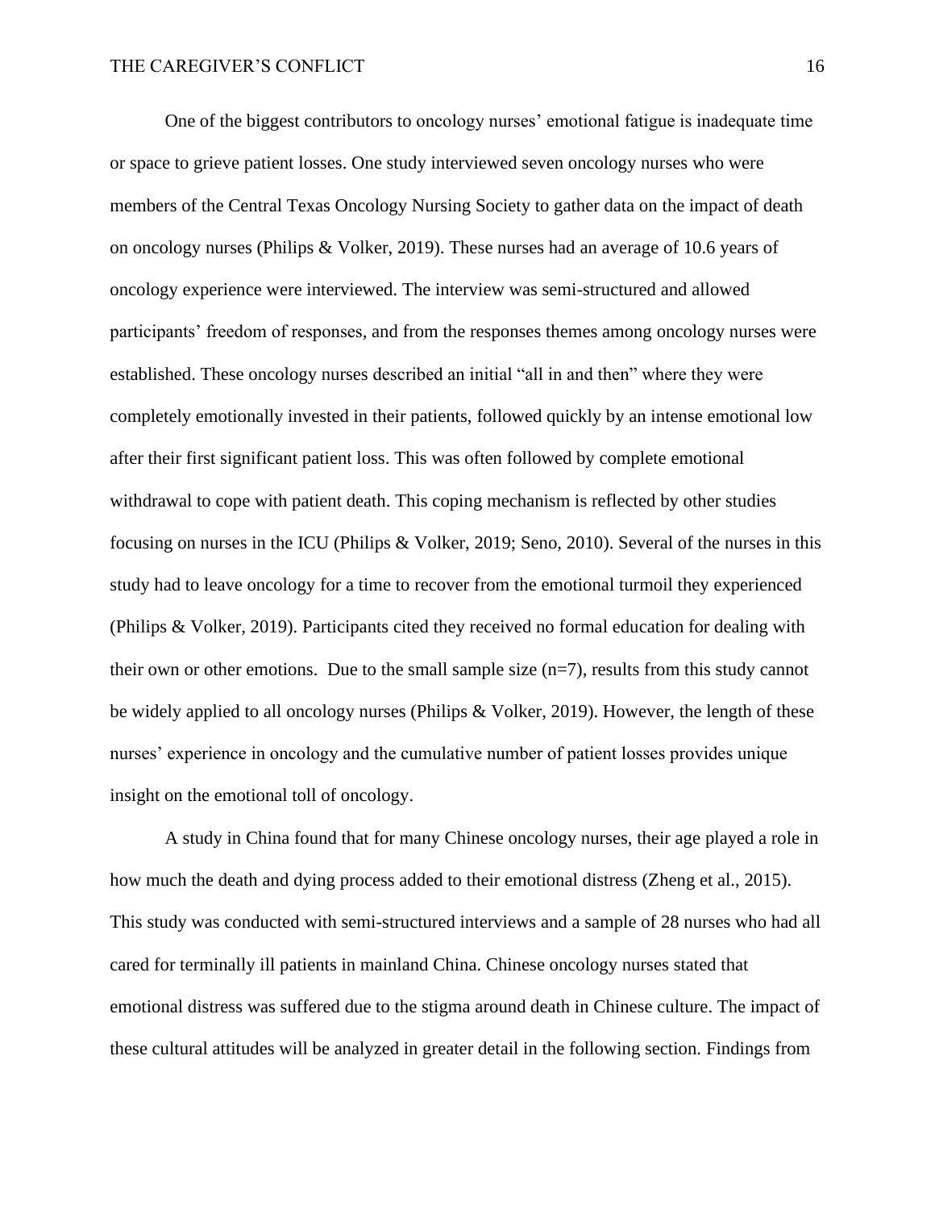One of the biggest contributors to oncology nurses' emotional fatigue is inadequate time or space to grieve patient losses. One study interviewed seven oncology nurses who were members of the Central Texas Oncology Nursing Society to gather data on the impact of death on oncology nurses (Philips & Volker, 2019). These nurses had an average of 10.6 years of oncology experience were interviewed. The interview was semi-structured and allowed participants' freedom of responses, and from the responses themes among oncology nurses were established. These oncology nurses described an initial "all in and then" where they were completely emotionally invested in their patients, followed quickly by an intense emotional low after their first significant patient loss. This was often followed by complete emotional withdrawal to cope with patient death. This coping mechanism is reflected by other studies focusing on nurses in the ICU (Philips & Volker, 2019; Seno, 2010). Several of the nurses in this study had to leave oncology for a time to recover from the emotional turmoil they experienced (Philips & Volker, 2019). Participants cited they received no formal education for dealing with their own or other emotions. Due to the small sample size (n=7), results from this study cannot be widely applied to all oncology nurses (Philips & Volker, 2019). However, the length of these nurses' experience in oncology and the cumulative number of patient losses provides unique insight on the emotional toll of oncology.

A study in China found that for many Chinese oncology nurses, their age played a role in how much the death and dying process added to their emotional distress (Zheng et al., 2015). This study was conducted with semi-structured interviews and a sample of 28 nurses who had all cared for terminally ill patients in mainland China. Chinese oncology nurses stated that emotional distress was suffered due to the stigma around death in Chinese culture. The impact of these cultural attitudes will be analyzed in greater detail in the following section. Findings from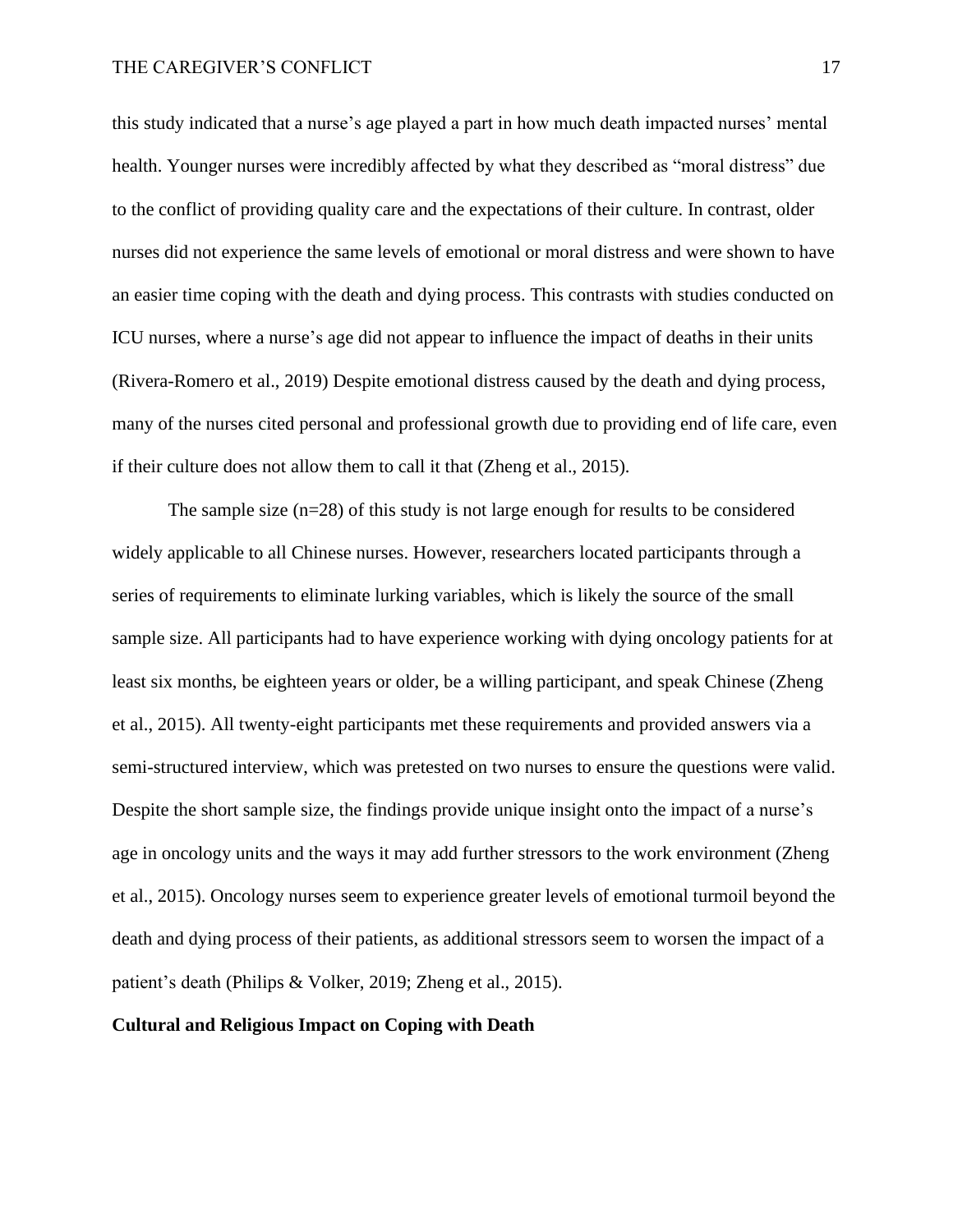this study indicated that a nurse's age played a part in how much death impacted nurses' mental health. Younger nurses were incredibly affected by what they described as "moral distress" due to the conflict of providing quality care and the expectations of their culture. In contrast, older nurses did not experience the same levels of emotional or moral distress and were shown to have an easier time coping with the death and dying process. This contrasts with studies conducted on ICU nurses, where a nurse's age did not appear to influence the impact of deaths in their units (Rivera-Romero et al., 2019) Despite emotional distress caused by the death and dying process, many of the nurses cited personal and professional growth due to providing end of life care, even if their culture does not allow them to call it that (Zheng et al., 2015).

The sample size (n=28) of this study is not large enough for results to be considered widely applicable to all Chinese nurses. However, researchers located participants through a series of requirements to eliminate lurking variables, which is likely the source of the small sample size. All participants had to have experience working with dying oncology patients for at least six months, be eighteen years or older, be a willing participant, and speak Chinese (Zheng et al., 2015). All twenty-eight participants met these requirements and provided answers via a semi-structured interview, which was pretested on two nurses to ensure the questions were valid. Despite the short sample size, the findings provide unique insight onto the impact of a nurse's age in oncology units and the ways it may add further stressors to the work environment (Zheng et al., 2015). Oncology nurses seem to experience greater levels of emotional turmoil beyond the death and dying process of their patients, as additional stressors seem to worsen the impact of a patient's death (Philips & Volker, 2019; Zheng et al., 2015).

**Cultural and Religious Impact on Coping with Death**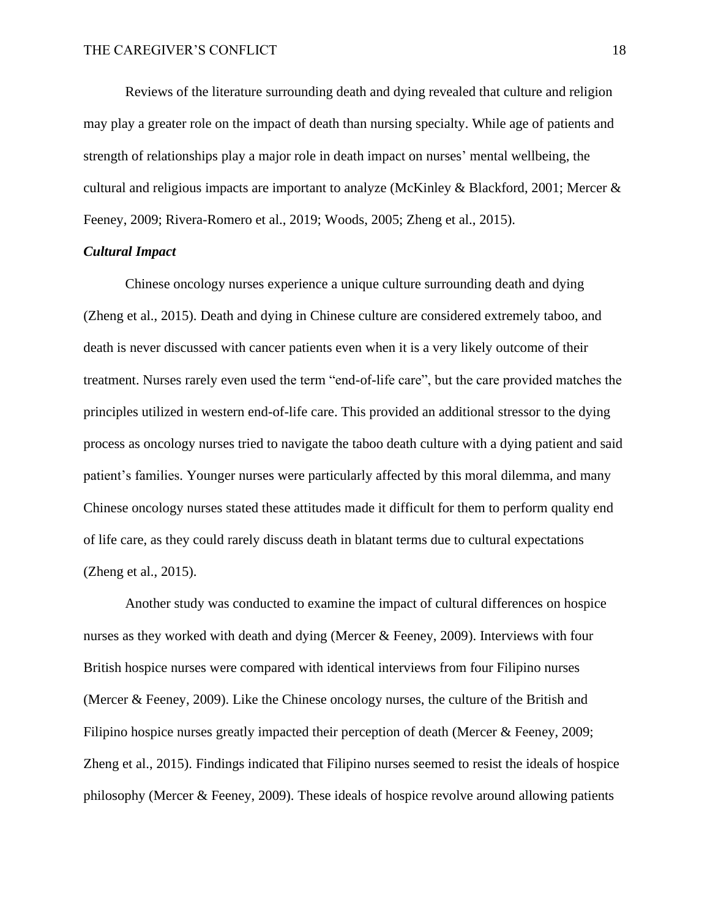Reviews of the literature surrounding death and dying revealed that culture and religion may play a greater role on the impact of death than nursing specialty. While age of patients and strength of relationships play a major role in death impact on nurses' mental wellbeing, the cultural and religious impacts are important to analyze (McKinley & Blackford, 2001; Mercer & Feeney, 2009; Rivera-Romero et al., 2019; Woods, 2005; Zheng et al., 2015).

### *Cultural Impact*

Chinese oncology nurses experience a unique culture surrounding death and dying (Zheng et al., 2015). Death and dying in Chinese culture are considered extremely taboo, and death is never discussed with cancer patients even when it is a very likely outcome of their treatment. Nurses rarely even used the term "end-of-life care", but the care provided matches the principles utilized in western end-of-life care. This provided an additional stressor to the dying process as oncology nurses tried to navigate the taboo death culture with a dying patient and said patient's families. Younger nurses were particularly affected by this moral dilemma, and many Chinese oncology nurses stated these attitudes made it difficult for them to perform quality end of life care, as they could rarely discuss death in blatant terms due to cultural expectations (Zheng et al., 2015).

Another study was conducted to examine the impact of cultural differences on hospice nurses as they worked with death and dying (Mercer & Feeney, 2009). Interviews with four British hospice nurses were compared with identical interviews from four Filipino nurses (Mercer & Feeney, 2009). Like the Chinese oncology nurses, the culture of the British and Filipino hospice nurses greatly impacted their perception of death (Mercer & Feeney, 2009; Zheng et al., 2015). Findings indicated that Filipino nurses seemed to resist the ideals of hospice philosophy (Mercer & Feeney, 2009). These ideals of hospice revolve around allowing patients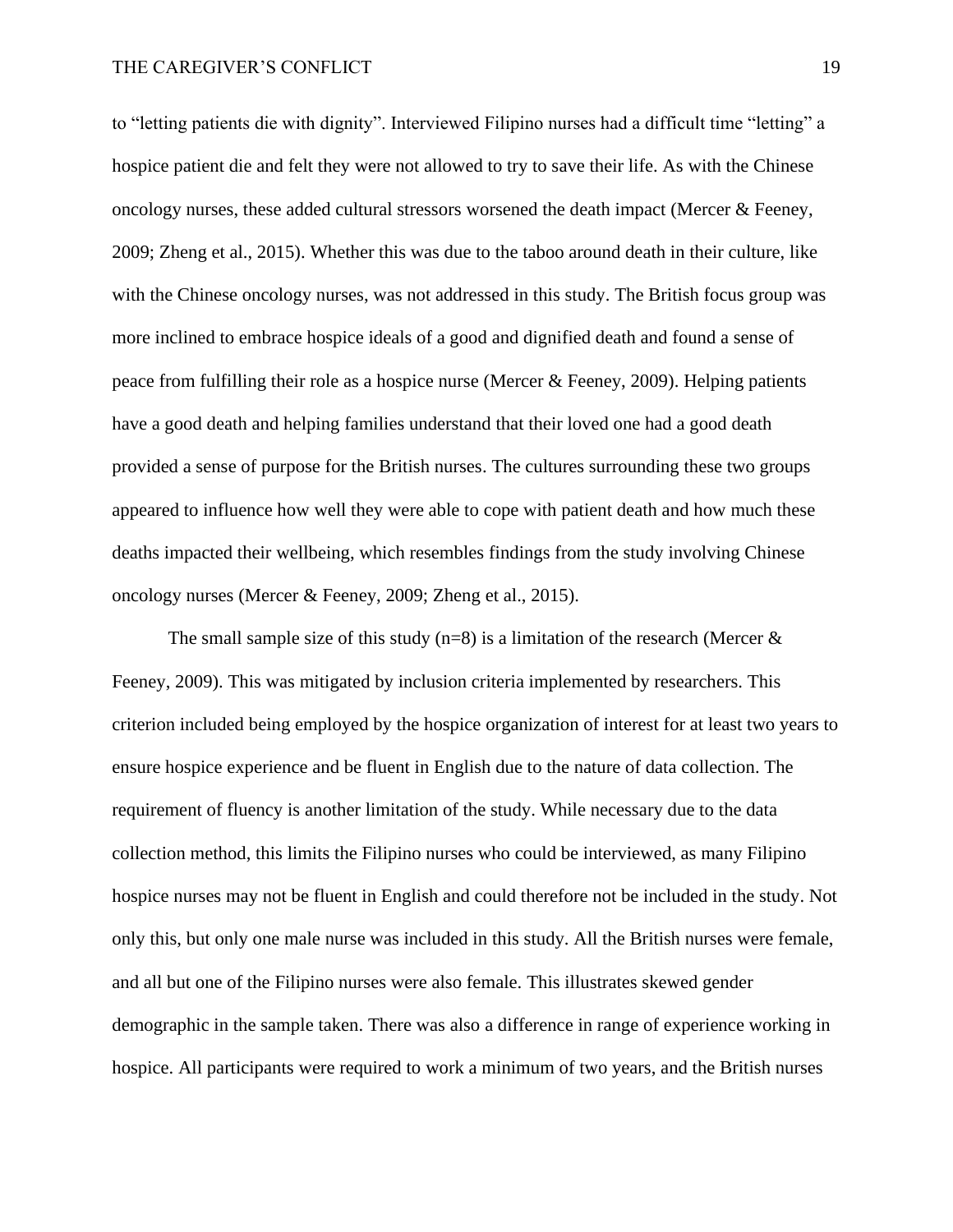to “letting patients die with dignity”. Interviewed Filipino nurses had a difficult time “letting” a hospice patient die and felt they were not allowed to try to save their life. As with the Chinese oncology nurses, these added cultural stressors worsened the death impact (Mercer & Feeney, 2009; Zheng et al., 2015). Whether this was due to the taboo around death in their culture, like with the Chinese oncology nurses, was not addressed in this study. The British focus group was more inclined to embrace hospice ideals of a good and dignified death and found a sense of peace from fulfilling their role as a hospice nurse (Mercer & Feeney, 2009). Helping patients have a good death and helping families understand that their loved one had a good death provided a sense of purpose for the British nurses. The cultures surrounding these two groups appeared to influence how well they were able to cope with patient death and how much these deaths impacted their wellbeing, which resembles findings from the study involving Chinese oncology nurses (Mercer & Feeney, 2009; Zheng et al., 2015).

The small sample size of this study (n=8) is a limitation of the research (Mercer & Feeney, 2009). This was mitigated by inclusion criteria implemented by researchers. This criterion included being employed by the hospice organization of interest for at least two years to ensure hospice experience and be fluent in English due to the nature of data collection. The requirement of fluency is another limitation of the study. While necessary due to the data collection method, this limits the Filipino nurses who could be interviewed, as many Filipino hospice nurses may not be fluent in English and could therefore not be included in the study. Not only this, but only one male nurse was included in this study. All the British nurses were female, and all but one of the Filipino nurses were also female. This illustrates skewed gender demographic in the sample taken. There was also a difference in range of experience working in hospice. All participants were required to work a minimum of two years, and the British nurses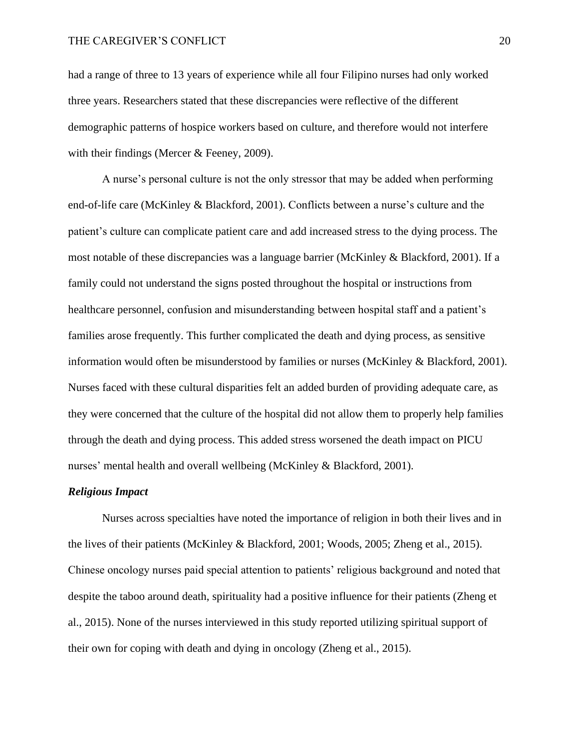had a range of three to 13 years of experience while all four Filipino nurses had only worked three years. Researchers stated that these discrepancies were reflective of the different demographic patterns of hospice workers based on culture, and therefore would not interfere with their findings (Mercer & Feeney, 2009).

A nurse's personal culture is not the only stressor that may be added when performing end-of-life care (McKinley & Blackford, 2001). Conflicts between a nurse's culture and the patient's culture can complicate patient care and add increased stress to the dying process. The most notable of these discrepancies was a language barrier (McKinley & Blackford, 2001). If a family could not understand the signs posted throughout the hospital or instructions from healthcare personnel, confusion and misunderstanding between hospital staff and a patient's families arose frequently. This further complicated the death and dying process, as sensitive information would often be misunderstood by families or nurses (McKinley & Blackford, 2001). Nurses faced with these cultural disparities felt an added burden of providing adequate care, as they were concerned that the culture of the hospital did not allow them to properly help families through the death and dying process. This added stress worsened the death impact on PICU nurses' mental health and overall wellbeing (McKinley & Blackford, 2001).

### *Religious Impact*

Nurses across specialties have noted the importance of religion in both their lives and in the lives of their patients (McKinley & Blackford, 2001; Woods, 2005; Zheng et al., 2015). Chinese oncology nurses paid special attention to patients' religious background and noted that despite the taboo around death, spirituality had a positive influence for their patients (Zheng et al., 2015). None of the nurses interviewed in this study reported utilizing spiritual support of their own for coping with death and dying in oncology (Zheng et al., 2015).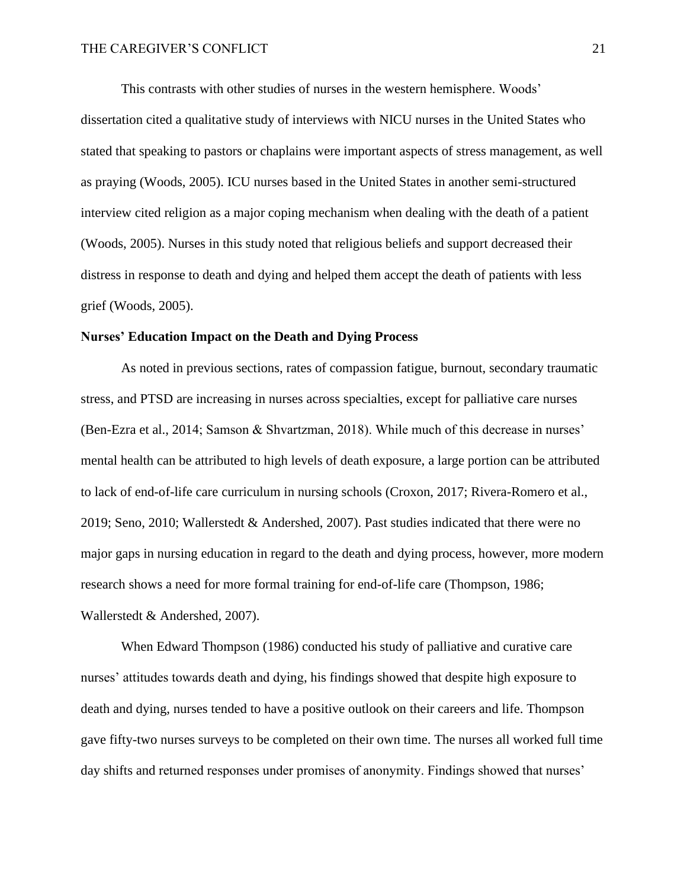This contrasts with other studies of nurses in the western hemisphere. Woods' dissertation cited a qualitative study of interviews with NICU nurses in the United States who stated that speaking to pastors or chaplains were important aspects of stress management, as well as praying (Woods, 2005). ICU nurses based in the United States in another semi-structured interview cited religion as a major coping mechanism when dealing with the death of a patient (Woods, 2005). Nurses in this study noted that religious beliefs and support decreased their distress in response to death and dying and helped them accept the death of patients with less grief (Woods, 2005).

**Nurses' Education Impact on the Death and Dying Process**

As noted in previous sections, rates of compassion fatigue, burnout, secondary traumatic stress, and PTSD are increasing in nurses across specialties, except for palliative care nurses (Ben-Ezra et al., 2014; Samson & Shvartzman, 2018). While much of this decrease in nurses' mental health can be attributed to high levels of death exposure, a large portion can be attributed to lack of end-of-life care curriculum in nursing schools (Croxon, 2017; Rivera-Romero et al., 2019; Seno, 2010; Wallerstedt & Andershed, 2007). Past studies indicated that there were no major gaps in nursing education in regard to the death and dying process, however, more modern research shows a need for more formal training for end-of-life care (Thompson, 1986; Wallerstedt & Andershed, 2007).

When Edward Thompson (1986) conducted his study of palliative and curative care nurses' attitudes towards death and dying, his findings showed that despite high exposure to death and dying, nurses tended to have a positive outlook on their careers and life. Thompson gave fifty-two nurses surveys to be completed on their own time. The nurses all worked full time day shifts and returned responses under promises of anonymity. Findings showed that nurses'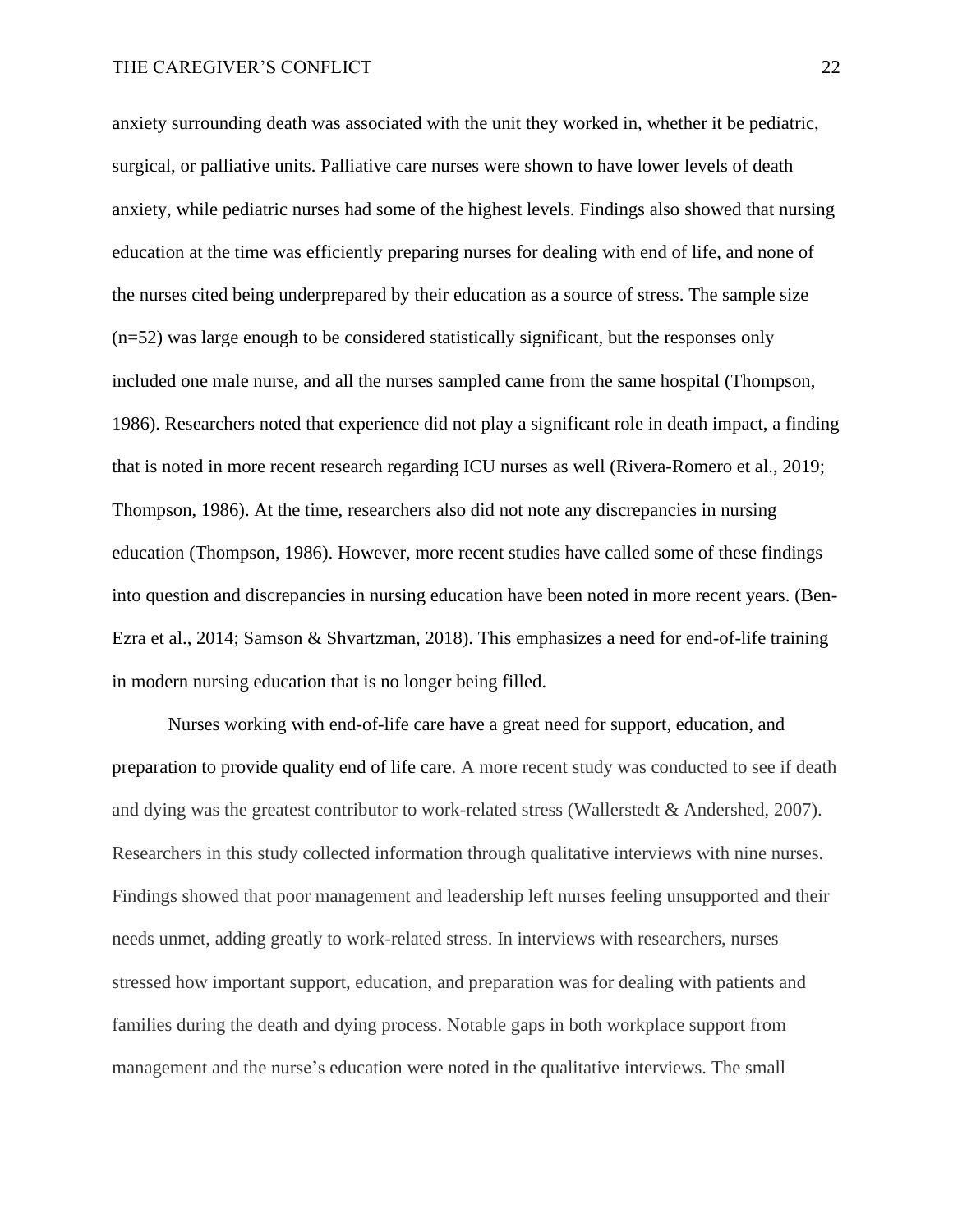anxiety surrounding death was associated with the unit they worked in, whether it be pediatric, surgical, or palliative units. Palliative care nurses were shown to have lower levels of death anxiety, while pediatric nurses had some of the highest levels. Findings also showed that nursing education at the time was efficiently preparing nurses for dealing with end of life, and none of the nurses cited being underprepared by their education as a source of stress. The sample size (n=52) was large enough to be considered statistically significant, but the responses only included one male nurse, and all the nurses sampled came from the same hospital (Thompson, 1986). Researchers noted that experience did not play a significant role in death impact, a finding that is noted in more recent research regarding ICU nurses as well (Rivera-Romero et al., 2019; Thompson, 1986). At the time, researchers also did not note any discrepancies in nursing education (Thompson, 1986). However, more recent studies have called some of these findings into question and discrepancies in nursing education have been noted in more recent years. (Ben-Ezra et al., 2014; Samson & Shvartzman, 2018). This emphasizes a need for end-of-life training in modern nursing education that is no longer being filled.

Nurses working with end-of-life care have a great need for support, education, and preparation to provide quality end of life care. A more recent study was conducted to see if death and dying was the greatest contributor to work-related stress (Wallerstedt & Andershed, 2007). Researchers in this study collected information through qualitative interviews with nine nurses. Findings showed that poor management and leadership left nurses feeling unsupported and their needs unmet, adding greatly to work-related stress. In interviews with researchers, nurses stressed how important support, education, and preparation was for dealing with patients and families during the death and dying process. Notable gaps in both workplace support from management and the nurse's education were noted in the qualitative interviews. The small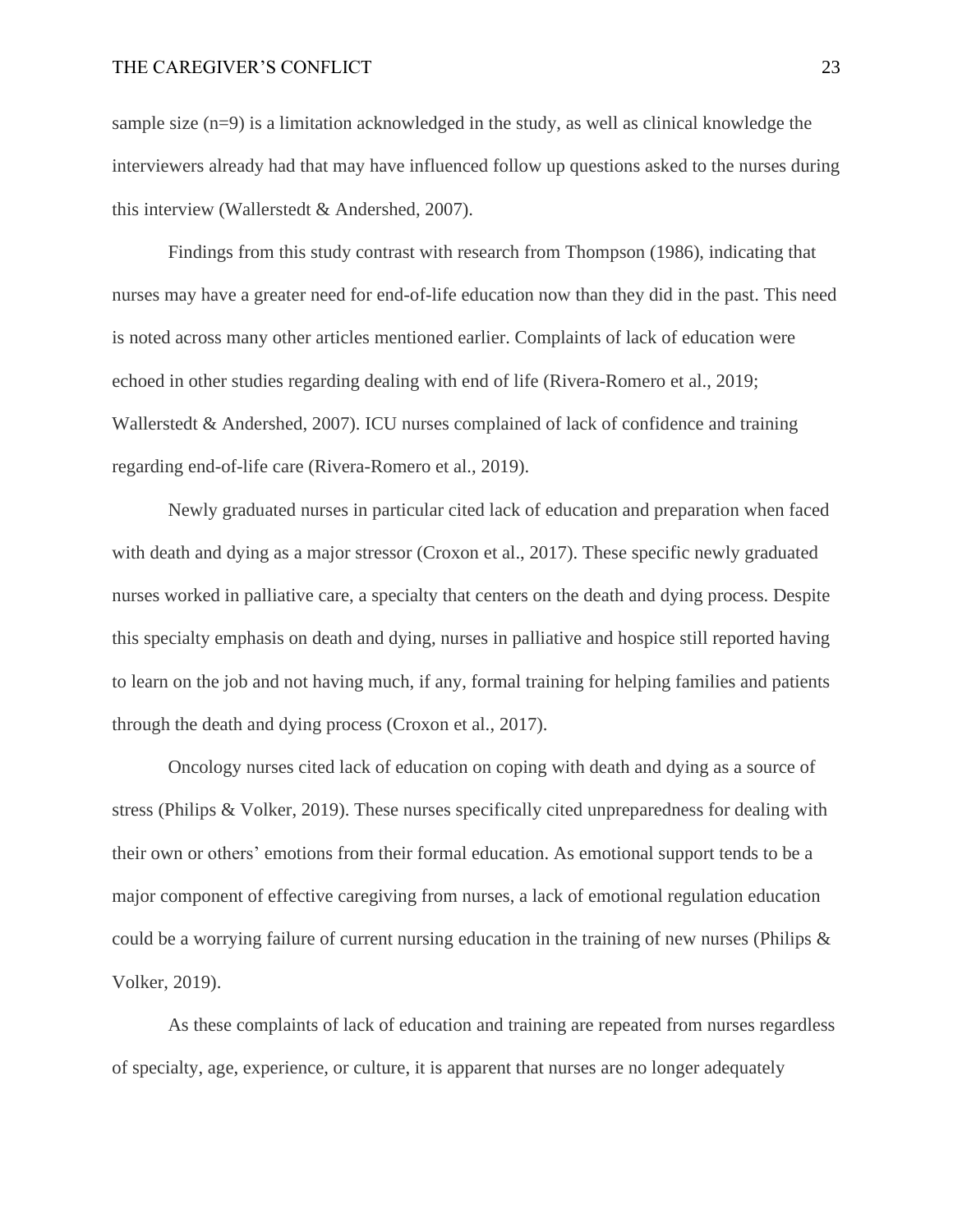sample size (n=9) is a limitation acknowledged in the study, as well as clinical knowledge the interviewers already had that may have influenced follow up questions asked to the nurses during this interview (Wallerstedt & Andershed, 2007).

Findings from this study contrast with research from Thompson (1986), indicating that nurses may have a greater need for end-of-life education now than they did in the past. This need is noted across many other articles mentioned earlier. Complaints of lack of education were echoed in other studies regarding dealing with end of life (Rivera-Romero et al., 2019; Wallerstedt & Andershed, 2007). ICU nurses complained of lack of confidence and training regarding end-of-life care (Rivera-Romero et al., 2019).

Newly graduated nurses in particular cited lack of education and preparation when faced with death and dying as a major stressor (Croxon et al., 2017). These specific newly graduated nurses worked in palliative care, a specialty that centers on the death and dying process. Despite this specialty emphasis on death and dying, nurses in palliative and hospice still reported having to learn on the job and not having much, if any, formal training for helping families and patients through the death and dying process (Croxon et al., 2017).

Oncology nurses cited lack of education on coping with death and dying as a source of stress (Philips & Volker, 2019). These nurses specifically cited unpreparedness for dealing with their own or others' emotions from their formal education. As emotional support tends to be a major component of effective caregiving from nurses, a lack of emotional regulation education could be a worrying failure of current nursing education in the training of new nurses (Philips & Volker, 2019).

As these complaints of lack of education and training are repeated from nurses regardless of specialty, age, experience, or culture, it is apparent that nurses are no longer adequately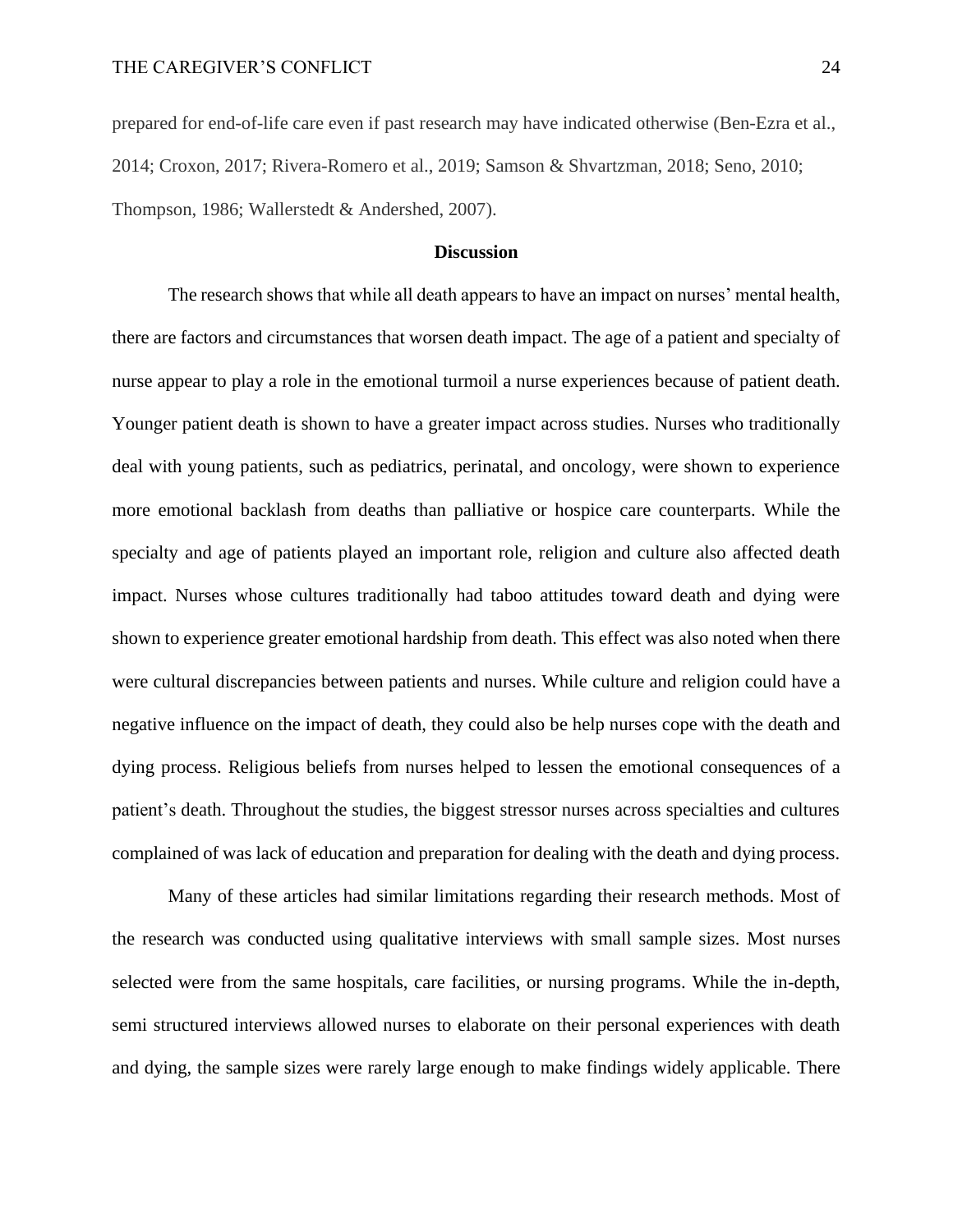prepared for end-of-life care even if past research may have indicated otherwise (Ben-Ezra et al., 2014; Croxon, 2017; Rivera-Romero et al., 2019; Samson & Shvartzman, 2018; Seno, 2010; Thompson, 1986; Wallerstedt & Andershed, 2007).

## Discussion

The research shows that while all death appears to have an impact on nurses' mental health, there are factors and circumstances that worsen death impact. The age of a patient and specialty of nurse appear to play a role in the emotional turmoil a nurse experiences because of patient death. Younger patient death is shown to have a greater impact across studies. Nurses who traditionally deal with young patients, such as pediatrics, perinatal, and oncology, were shown to experience more emotional backlash from deaths than palliative or hospice care counterparts. While the specialty and age of patients played an important role, religion and culture also affected death impact. Nurses whose cultures traditionally had taboo attitudes toward death and dying were shown to experience greater emotional hardship from death. This effect was also noted when there were cultural discrepancies between patients and nurses. While culture and religion could have a negative influence on the impact of death, they could also be help nurses cope with the death and dying process. Religious beliefs from nurses helped to lessen the emotional consequences of a patient's death. Throughout the studies, the biggest stressor nurses across specialties and cultures complained of was lack of education and preparation for dealing with the death and dying process.

Many of these articles had similar limitations regarding their research methods. Most of the research was conducted using qualitative interviews with small sample sizes. Most nurses selected were from the same hospitals, care facilities, or nursing programs. While the in-depth, semi structured interviews allowed nurses to elaborate on their personal experiences with death and dying, the sample sizes were rarely large enough to make findings widely applicable. There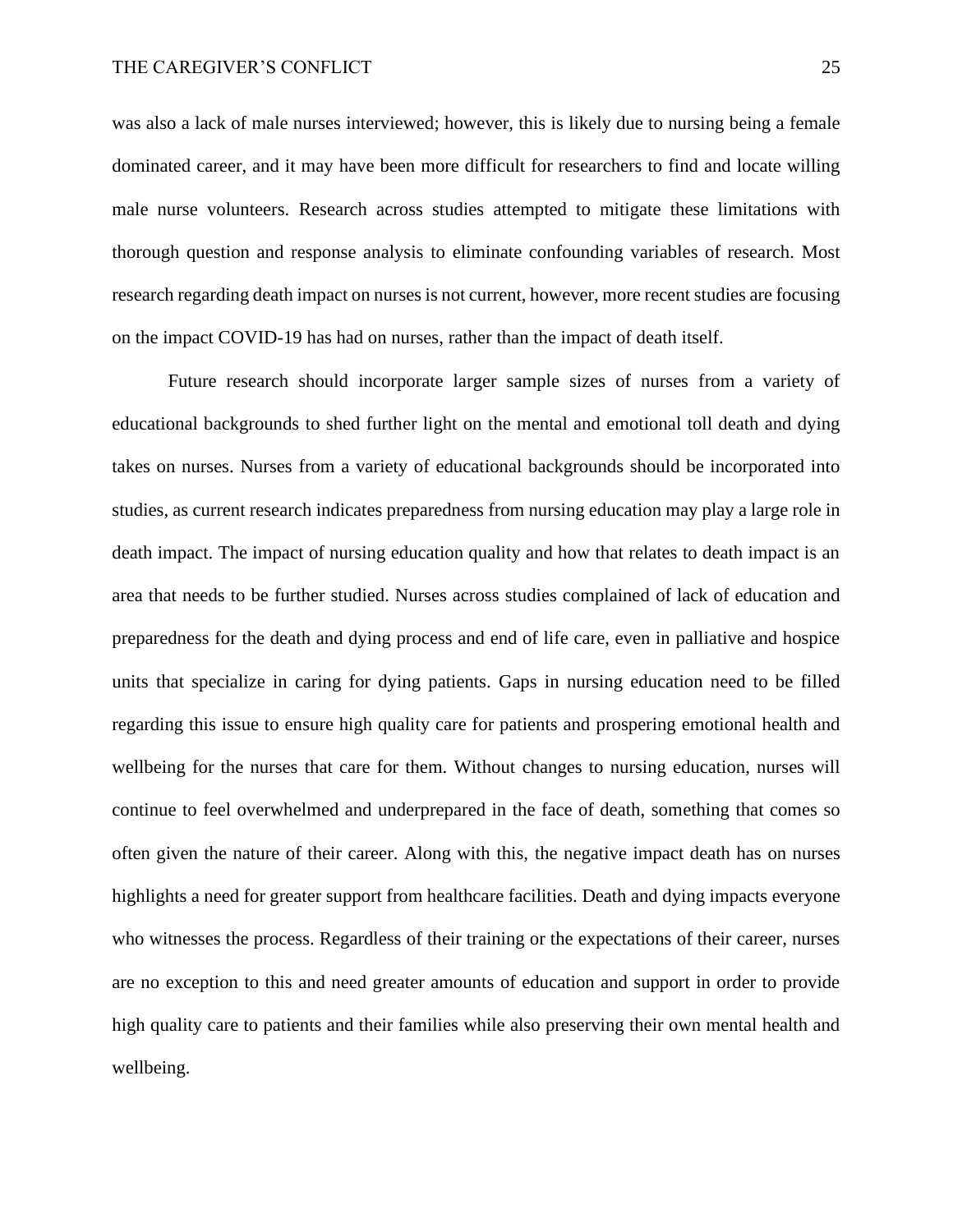was also a lack of male nurses interviewed; however, this is likely due to nursing being a female dominated career, and it may have been more difficult for researchers to find and locate willing male nurse volunteers. Research across studies attempted to mitigate these limitations with thorough question and response analysis to eliminate confounding variables of research. Most research regarding death impact on nurses is not current, however, more recent studies are focusing on the impact COVID-19 has had on nurses, rather than the impact of death itself.

Future research should incorporate larger sample sizes of nurses from a variety of educational backgrounds to shed further light on the mental and emotional toll death and dying takes on nurses. Nurses from a variety of educational backgrounds should be incorporated into studies, as current research indicates preparedness from nursing education may play a large role in death impact. The impact of nursing education quality and how that relates to death impact is an area that needs to be further studied. Nurses across studies complained of lack of education and preparedness for the death and dying process and end of life care, even in palliative and hospice units that specialize in caring for dying patients. Gaps in nursing education need to be filled regarding this issue to ensure high quality care for patients and prospering emotional health and wellbeing for the nurses that care for them. Without changes to nursing education, nurses will continue to feel overwhelmed and underprepared in the face of death, something that comes so often given the nature of their career. Along with this, the negative impact death has on nurses highlights a need for greater support from healthcare facilities. Death and dying impacts everyone who witnesses the process. Regardless of their training or the expectations of their career, nurses are no exception to this and need greater amounts of education and support in order to provide high quality care to patients and their families while also preserving their own mental health and wellbeing.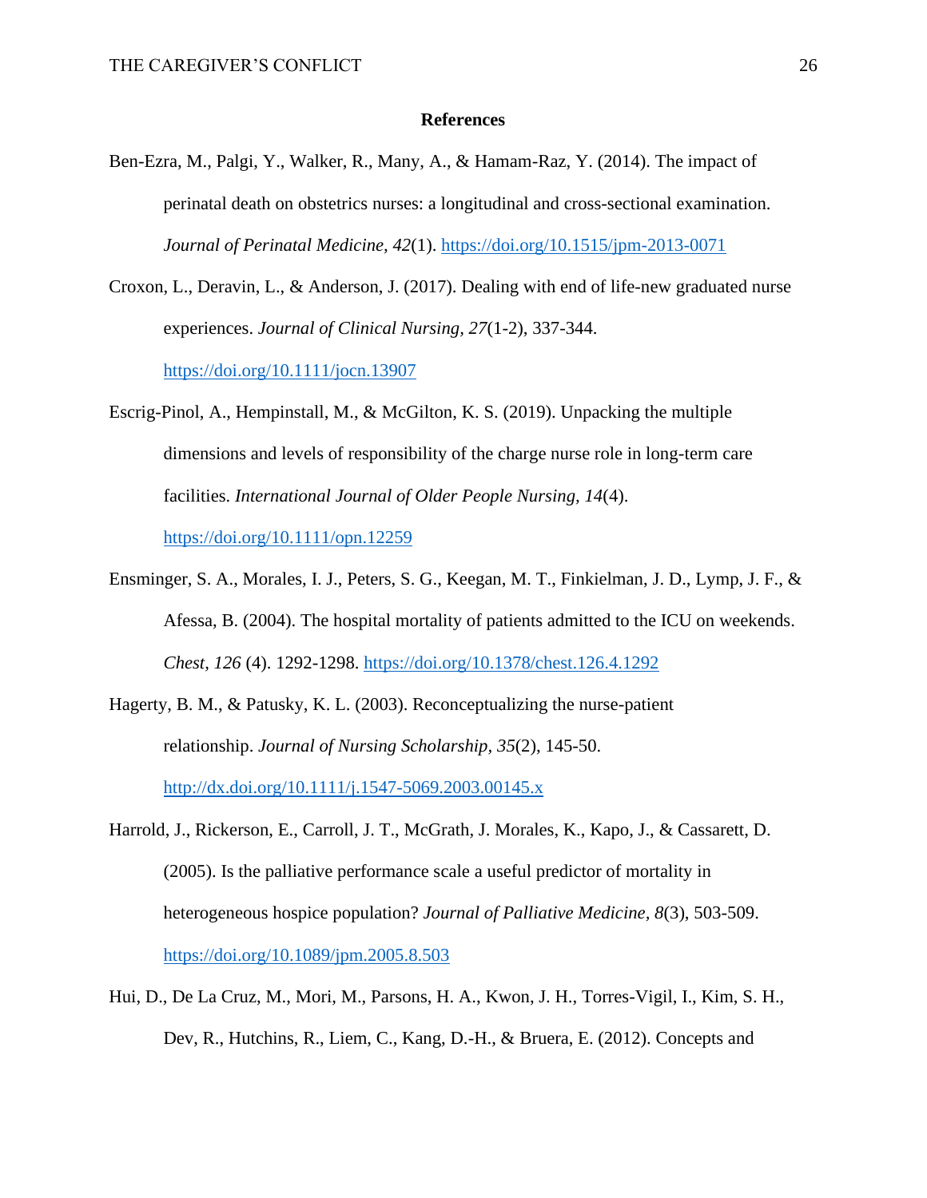**References**

Ben-Ezra, M., Palgi, Y., Walker, R., Many, A., & Hamam-Raz, Y. (2014). The impact of perinatal death on obstetrics nurses: a longitudinal and cross-sectional examination. *Journal of Perinatal Medicine, 42*(1). https://doi.org/10.1515/jpm-2013-0071

Croxon, L., Deravin, L., & Anderson, J. (2017). Dealing with end of life-new graduated nurse experiences. *Journal of Clinical Nursing, 27*(1-2), 337-344. https://doi.org/10.1111/jocn.13907

Escrig-Pinol, A., Hempinstall, M., & McGilton, K. S. (2019). Unpacking the multiple dimensions and levels of responsibility of the charge nurse role in long-term care facilities. *International Journal of Older People Nursing, 14*(4). https://doi.org/10.1111/opn.12259

Ensminger, S. A., Morales, I. J., Peters, S. G., Keegan, M. T., Finkielman, J. D., Lymp, J. F., & Afessa, B. (2004). The hospital mortality of patients admitted to the ICU on weekends. *Chest, 126* (4). 1292-1298. https://doi.org/10.1378/chest.126.4.1292

Hagerty, B. M., & Patusky, K. L. (2003). Reconceptualizing the nurse-patient relationship. *Journal of Nursing Scholarship, 35*(2), 145-50. http://dx.doi.org/10.1111/j.1547-5069.2003.00145.x

Harrold, J., Rickerson, E., Carroll, J. T., McGrath, J. Morales, K., Kapo, J., & Cassarett, D. (2005). Is the palliative performance scale a useful predictor of mortality in heterogeneous hospice population? *Journal of Palliative Medicine, 8*(3), 503-509. https://doi.org/10.1089/jpm.2005.8.503

Hui, D., De La Cruz, M., Mori, M., Parsons, H. A., Kwon, J. H., Torres-Vigil, I., Kim, S. H., Dev, R., Hutchins, R., Liem, C., Kang, D.-H., & Bruera, E. (2012). Concepts and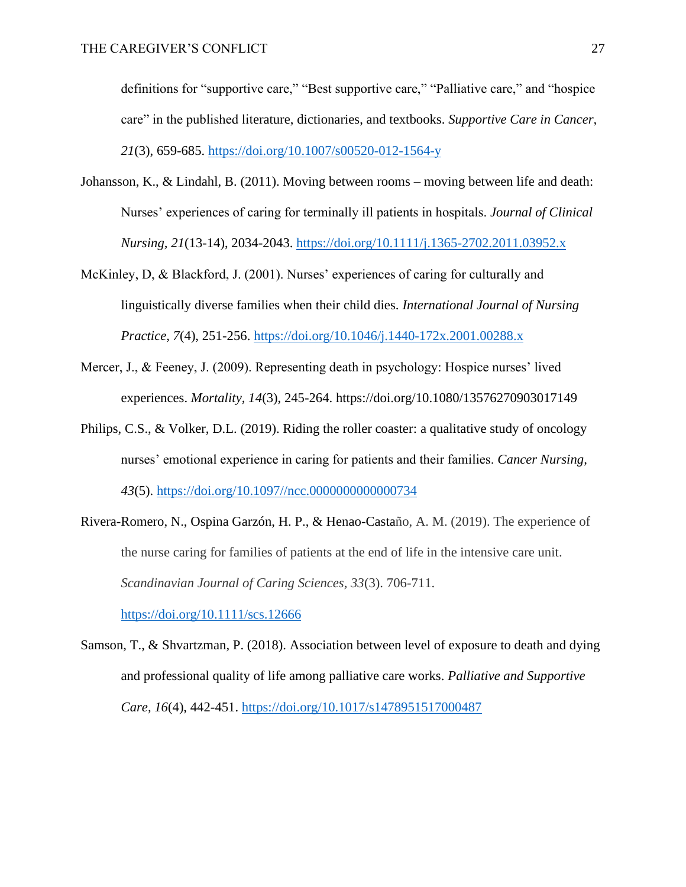definitions for “supportive care,” “Best supportive care,” “Palliative care,” and “hospice care” in the published literature, dictionaries, and textbooks. *Supportive Care in Cancer, 21*(3), 659-685. https://doi.org/10.1007/s00520-012-1564-y

Johansson, K., & Lindahl, B. (2011). Moving between rooms – moving between life and death: Nurses’ experiences of caring for terminally ill patients in hospitals. *Journal of Clinical Nursing, 21*(13-14), 2034-2043. https://doi.org/10.1111/j.1365-2702.2011.03952.x

McKinley, D, & Blackford, J. (2001). Nurses’ experiences of caring for culturally and linguistically diverse families when their child dies. *International Journal of Nursing Practice, 7*(4), 251-256. https://doi.org/10.1046/j.1440-172x.2001.00288.x

Mercer, J., & Feeney, J. (2009). Representing death in psychology: Hospice nurses’ lived experiences. *Mortality, 14*(3), 245-264. https://doi.org/10.1080/13576270903017149

Philips, C.S., & Volker, D.L. (2019). Riding the roller coaster: a qualitative study of oncology nurses’ emotional experience in caring for patients and their families. *Cancer Nursing, 43*(5). https://doi.org/10.1097//ncc.0000000000000734

Rivera-Romero, N., Ospina Garzón, H. P., & Henao-Castaño, A. M. (2019). The experience of the nurse caring for families of patients at the end of life in the intensive care unit. *Scandinavian Journal of Caring Sciences, 33*(3). 706-711. https://doi.org/10.1111/scs.12666

Samson, T., & Shvartzman, P. (2018). Association between level of exposure to death and dying and professional quality of life among palliative care works. *Palliative and Supportive Care, 16*(4), 442-451. https://doi.org/10.1017/s1478951517000487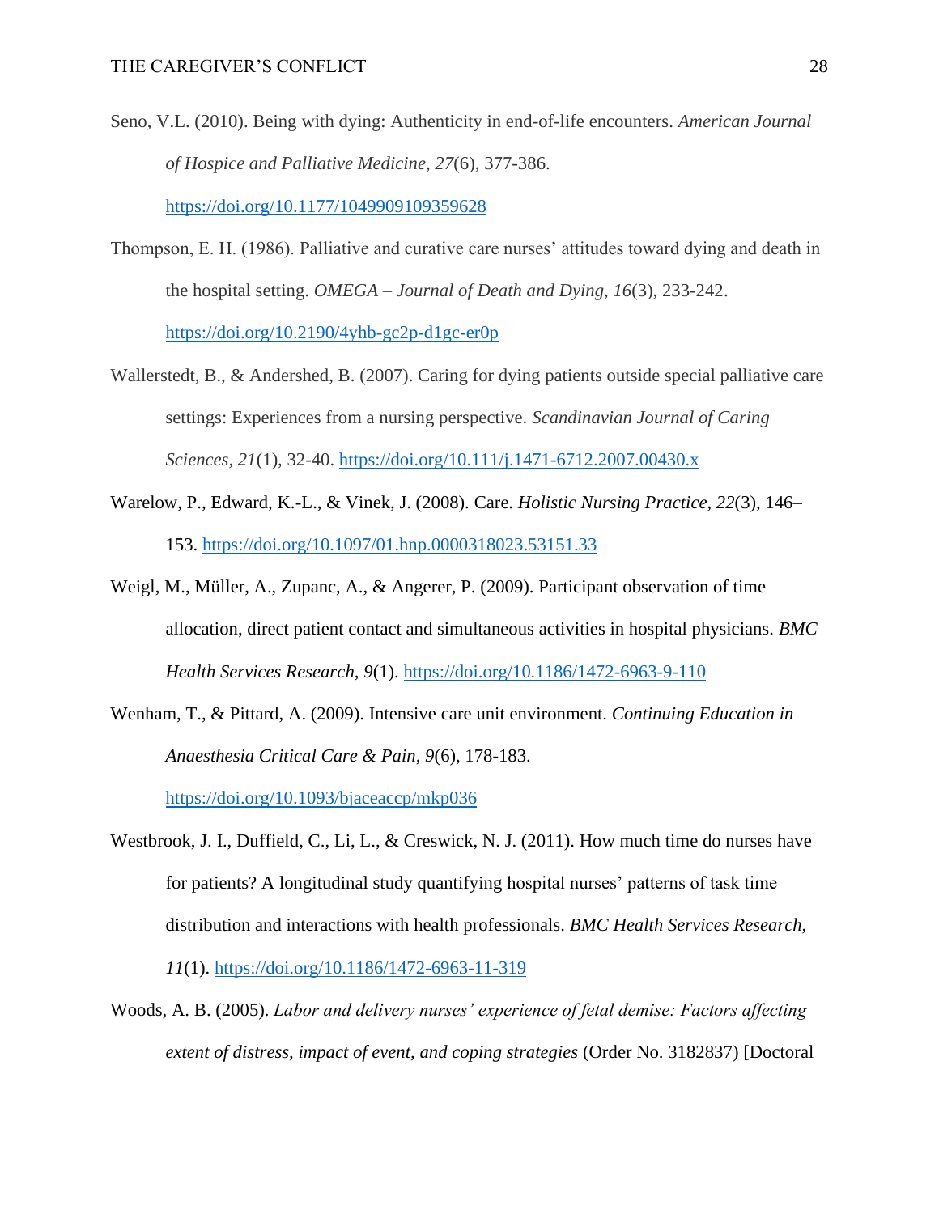Seno, V.L. (2010). Being with dying: Authenticity in end-of-life encounters. *American Journal of Hospice and Palliative Medicine, 27*(6), 377-386. https://doi.org/10.1177/1049909109359628

Thompson, E. H. (1986). Palliative and curative care nurses' attitudes toward dying and death in the hospital setting. *OMEGA – Journal of Death and Dying, 16*(3), 233-242. https://doi.org/10.2190/4yhb-gc2p-d1gc-er0p

Wallerstedt, B., & Andershed, B. (2007). Caring for dying patients outside special palliative care settings: Experiences from a nursing perspective. *Scandinavian Journal of Caring Sciences, 21*(1), 32-40. https://doi.org/10.111/j.1471-6712.2007.00430.x

Warelow, P., Edward, K.-L., & Vinek, J. (2008). Care. *Holistic Nursing Practice*, *22*(3), 146–153. https://doi.org/10.1097/01.hnp.0000318023.53151.33

Weigl, M., Müller, A., Zupanc, A., & Angerer, P. (2009). Participant observation of time allocation, direct patient contact and simultaneous activities in hospital physicians. *BMC Health Services Research, 9*(1). https://doi.org/10.1186/1472-6963-9-110

Wenham, T., & Pittard, A. (2009). Intensive care unit environment. *Continuing Education in Anaesthesia Critical Care & Pain*, *9*(6), 178-183. https://doi.org/10.1093/bjaceaccp/mkp036

Westbrook, J. I., Duffield, C., Li, L., & Creswick, N. J. (2011). How much time do nurses have for patients? A longitudinal study quantifying hospital nurses' patterns of task time distribution and interactions with health professionals. *BMC Health Services Research, 11*(1). https://doi.org/10.1186/1472-6963-11-319

Woods, A. B. (2005). *Labor and delivery nurses' experience of fetal demise: Factors affecting extent of distress, impact of event, and coping strategies* (Order No. 3182837) [Doctoral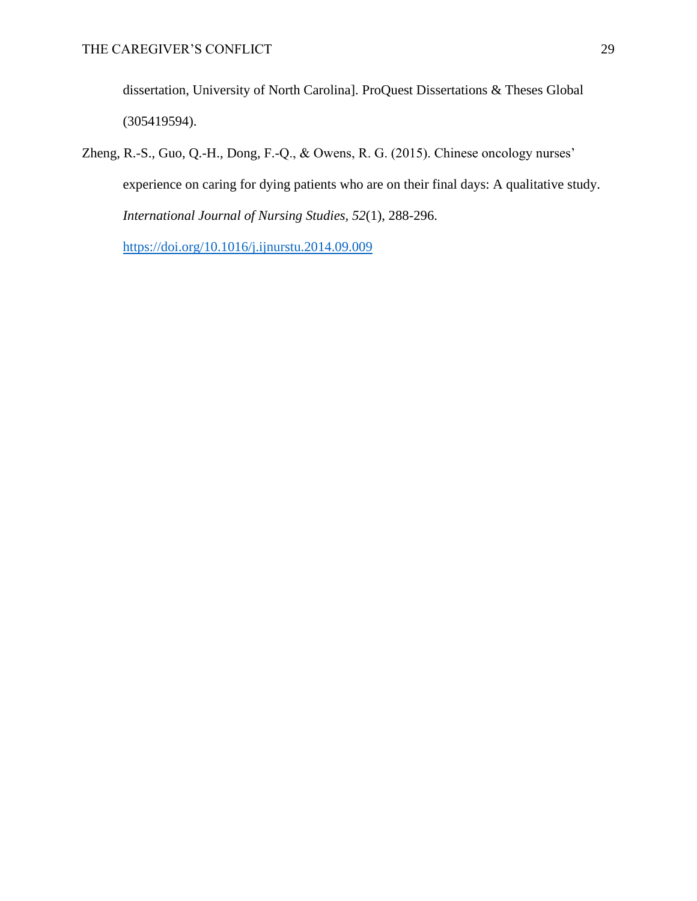dissertation, University of North Carolina]. ProQuest Dissertations & Theses Global (305419594).

Zheng, R.-S., Guo, Q.-H., Dong, F.-Q., & Owens, R. G. (2015). Chinese oncology nurses' experience on caring for dying patients who are on their final days: A qualitative study. *International Journal of Nursing Studies, 52*(1), 288-296. https://doi.org/10.1016/j.ijnurstu.2014.09.009